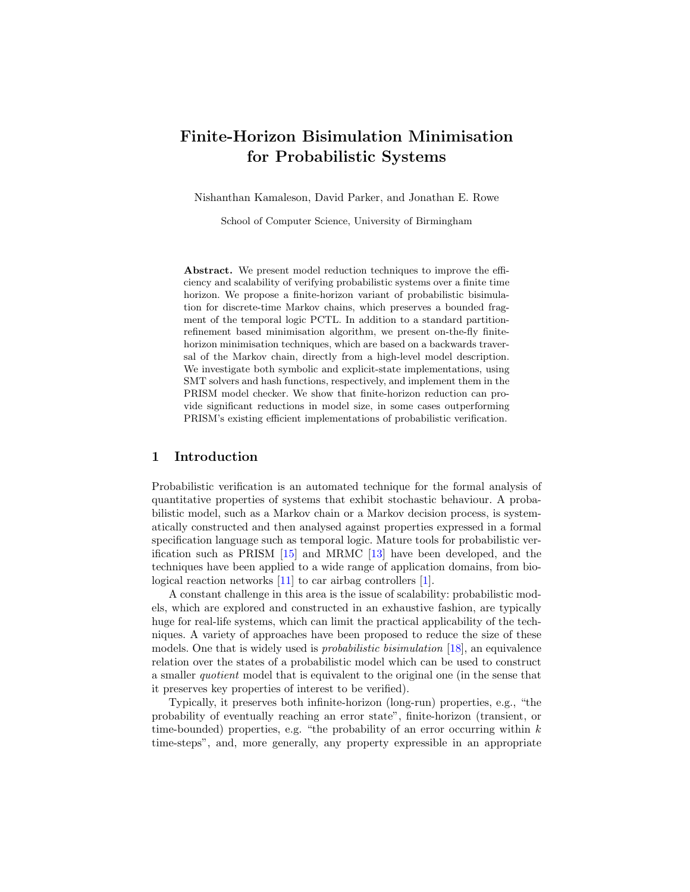# Finite-Horizon Bisimulation Minimisation for Probabilistic Systems

Nishanthan Kamaleson, David Parker, and Jonathan E. Rowe

School of Computer Science, University of Birmingham

**Abstract.** We present model reduction techniques to improve the efficiency and scalability of verifying probabilistic systems over a finite time horizon. We propose a finite-horizon variant of probabilistic bisimulation for discrete-time Markov chains, which preserves a bounded fragment of the temporal logic PCTL. In addition to a standard partition-refinement based minimisation algorithm, we present on-the-fly finite-horizon minimisation techniques, which are based on a backwards traversal of the Markov chain, directly from a high-level model description. We investigate both symbolic and explicit-state implementations, using SMT solvers and hash functions, respectively, and implement them in the PRISM model checker. We show that finite-horizon reduction can provide significant reductions in model size, in some cases outperforming PRISM's existing efficient implementations of probabilistic verification.

## 1 Introduction

Probabilistic verification is an automated technique for the formal analysis of quantitative properties of systems that exhibit stochastic behaviour. A probabilistic model, such as a Markov chain or a Markov decision process, is systematically constructed and then analysed against properties expressed in a formal specification language such as temporal logic. Mature tools for probabilistic verification such as PRISM [15] and MRMC [13] have been developed, and the techniques have been applied to a wide range of application domains, from biological reaction networks [11] to car airbag controllers [1].

A constant challenge in this area is the issue of scalability: probabilistic models, which are explored and constructed in an exhaustive fashion, are typically huge for real-life systems, which can limit the practical applicability of the techniques. A variety of approaches have been proposed to reduce the size of these models. One that is widely used is *probabilistic bisimulation* [18], an equivalence relation over the states of a probabilistic model which can be used to construct a smaller *quotient* model that is equivalent to the original one (in the sense that it preserves key properties of interest to be verified).

Typically, it preserves both infinite-horizon (long-run) properties, e.g., "the probability of eventually reaching an error state", finite-horizon (transient, or time-bounded) properties, e.g. "the probability of an error occurring within $k$ time-steps", and, more generally, any property expressible in an appropriate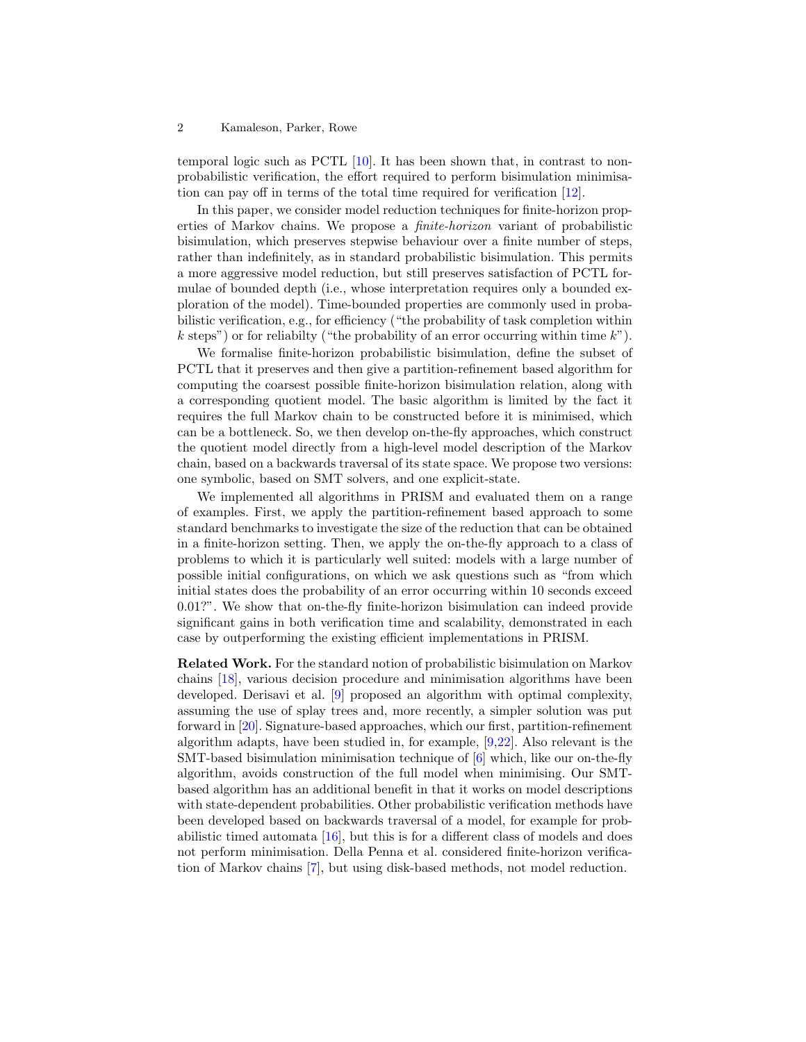temporal logic such as PCTL [10]. It has been shown that, in contrast to non-probabilistic verification, the effort required to perform bisimulation minimisation can pay off in terms of the total time required for verification [12].

In this paper, we consider model reduction techniques for finite-horizon properties of Markov chains. We propose a *finite-horizon* variant of probabilistic bisimulation, which preserves stepwise behaviour over a finite number of steps, rather than indefinitely, as in standard probabilistic bisimulation. This permits a more aggressive model reduction, but still preserves satisfaction of PCTL formulae of bounded depth (i.e., whose interpretation requires only a bounded exploration of the model). Time-bounded properties are commonly used in probabilistic verification, e.g., for efficiency ("the probability of task completion within $k$ steps") or for reliabilty ("the probability of an error occurring within time $k$").

We formalise finite-horizon probabilistic bisimulation, define the subset of PCTL that it preserves and then give a partition-refinement based algorithm for computing the coarsest possible finite-horizon bisimulation relation, along with a corresponding quotient model. The basic algorithm is limited by the fact it requires the full Markov chain to be constructed before it is minimised, which can be a bottleneck. So, we then develop on-the-fly approaches, which construct the quotient model directly from a high-level model description of the Markov chain, based on a backwards traversal of its state space. We propose two versions: one symbolic, based on SMT solvers, and one explicit-state.

We implemented all algorithms in PRISM and evaluated them on a range of examples. First, we apply the partition-refinement based approach to some standard benchmarks to investigate the size of the reduction that can be obtained in a finite-horizon setting. Then, we apply the on-the-fly approach to a class of problems to which it is particularly well suited: models with a large number of possible initial configurations, on which we ask questions such as "from which initial states does the probability of an error occurring within 10 seconds exceed 0.01?". We show that on-the-fly finite-horizon bisimulation can indeed provide significant gains in both verification time and scalability, demonstrated in each case by outperforming the existing efficient implementations in PRISM.

**Related Work.** For the standard notion of probabilistic bisimulation on Markov chains [18], various decision procedure and minimisation algorithms have been developed. Derisavi et al. [9] proposed an algorithm with optimal complexity, assuming the use of splay trees and, more recently, a simpler solution was put forward in [20]. Signature-based approaches, which our first, partition-refinement algorithm adapts, have been studied in, for example, [9,22]. Also relevant is the SMT-based bisimulation minimisation technique of [6] which, like our on-the-fly algorithm, avoids construction of the full model when minimising. Our SMT-based algorithm has an additional benefit in that it works on model descriptions with state-dependent probabilities. Other probabilistic verification methods have been developed based on backwards traversal of a model, for example for probabilistic timed automata [16], but this is for a different class of models and does not perform minimisation. Della Penna et al. considered finite-horizon verification of Markov chains [7], but using disk-based methods, not model reduction.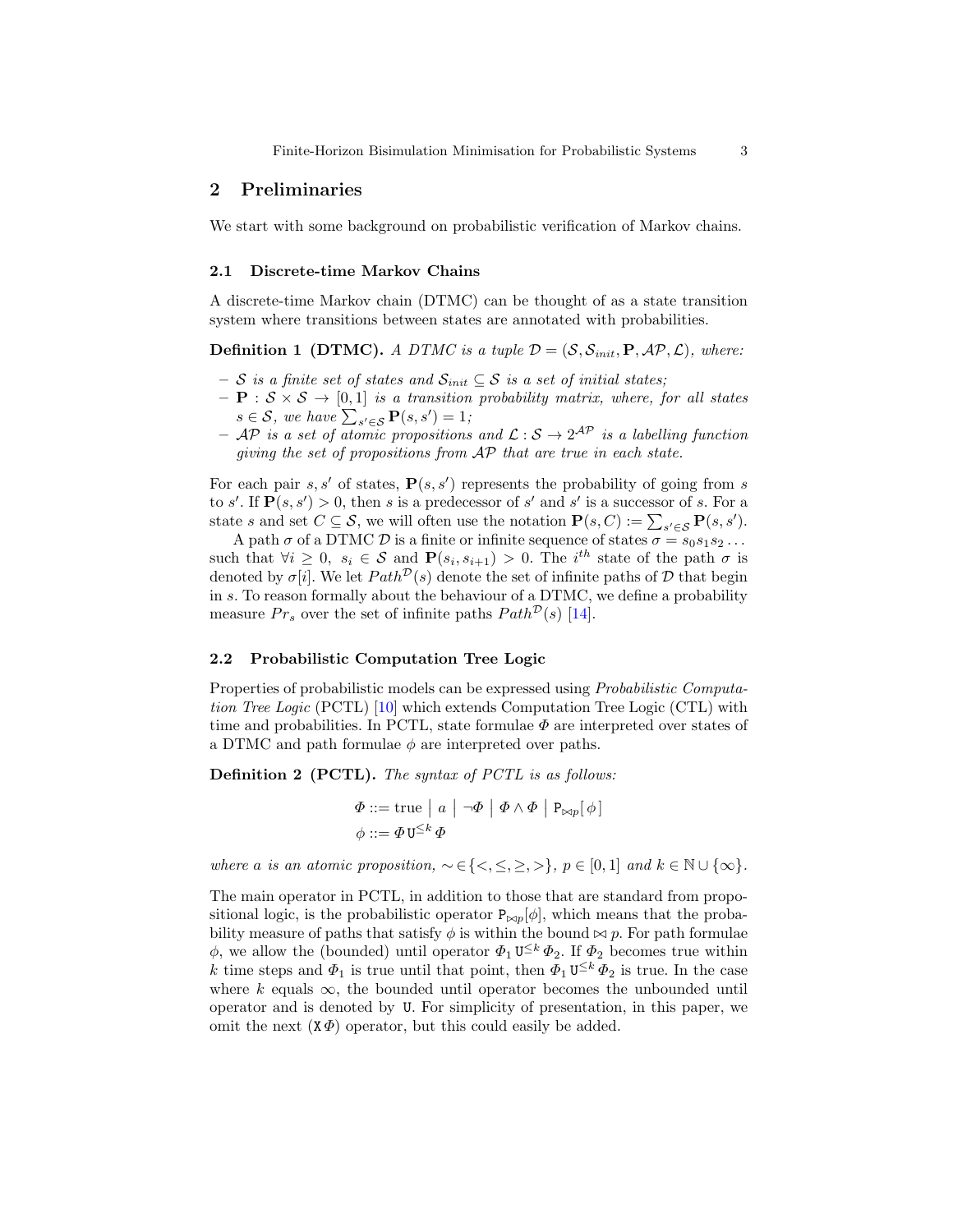## 2 Preliminaries

We start with some background on probabilistic verification of Markov chains.

### 2.1 Discrete-time Markov Chains

A discrete-time Markov chain (DTMC) can be thought of as a state transition system where transitions between states are annotated with probabilities.

**Definition 1 (DTMC).** *A DTMC is a tuple $\mathcal{D} = (\mathcal{S}, \mathcal{S}_{init}, \mathbf{P}, \mathcal{AP}, \mathcal{L})$, where:*

- *$\mathcal{S}$ is a finite set of states and $\mathcal{S}_{init} \subseteq \mathcal{S}$ is a set of initial states;*
- *$\mathbf{P} : \mathcal{S} \times \mathcal{S} \to [0, 1]$ is a transition probability matrix, where, for all states $s \in \mathcal{S}$, we have $\sum_{s' \in \mathcal{S}} \mathbf{P}(s, s') = 1$;*
- *$\mathcal{AP}$ is a set of atomic propositions and $\mathcal{L} : \mathcal{S} \to 2^{\mathcal{AP}}$ is a labelling function giving the set of propositions from $\mathcal{AP}$ that are true in each state.*

For each pair $s, s'$ of states, $\mathbf{P}(s, s')$ represents the probability of going from $s$ to $s'$. If $\mathbf{P}(s, s') > 0$, then $s$ is a predecessor of $s'$ and $s'$ is a successor of $s$. For a state $s$ and set $C \subseteq \mathcal{S}$, we will often use the notation $\mathbf{P}(s, C) := \sum_{s' \in \mathcal{S}} \mathbf{P}(s, s')$.

A path $\sigma$ of a DTMC $\mathcal{D}$ is a finite or infinite sequence of states $\sigma = s_0 s_1 s_2 \ldots$ such that $\forall i \geq 0,\ s_i \in \mathcal{S}$ and $\mathbf{P}(s_i, s_{i+1}) > 0$. The $i^{th}$ state of the path $\sigma$ is denoted by $\sigma[i]$. We let $Path^{\mathcal{D}}(s)$ denote the set of infinite paths of $\mathcal{D}$ that begin in $s$. To reason formally about the behaviour of a DTMC, we define a probability measure $Pr_s$ over the set of infinite paths $Path^{\mathcal{D}}(s)$ [14].

### 2.2 Probabilistic Computation Tree Logic

Properties of probabilistic models can be expressed using *Probabilistic Computation Tree Logic* (PCTL) [10] which extends Computation Tree Logic (CTL) with time and probabilities. In PCTL, state formulae $\Phi$ are interpreted over states of a DTMC and path formulae $\phi$ are interpreted over paths.

**Definition 2 (PCTL).** *The syntax of PCTL is as follows:*

$$\Phi ::= \text{true} \;\big|\; a \;\big|\; \neg\Phi \;\big|\; \Phi \wedge \Phi \;\big|\; \mathtt{P}_{\bowtie p}[\,\phi\,]$$
$$\phi ::= \Phi\, \mathtt{U}^{\leq k}\, \Phi$$

*where $a$ is an atomic proposition, $\sim \in \{<, \leq, \geq, >\}$, $p \in [0, 1]$ and $k \in \mathbb{N} \cup \{\infty\}$.*

The main operator in PCTL, in addition to those that are standard from propositional logic, is the probabilistic operator $\mathtt{P}_{\bowtie p}[\phi]$, which means that the probability measure of paths that satisfy $\phi$ is within the bound $\bowtie p$. For path formulae $\phi$, we allow the (bounded) until operator $\Phi_1\, \mathtt{U}^{\leq k}\, \Phi_2$. If $\Phi_2$ becomes true within $k$ time steps and $\Phi_1$ is true until that point, then $\Phi_1\, \mathtt{U}^{\leq k}\, \Phi_2$ is true. In the case where $k$ equals $\infty$, the bounded until operator becomes the unbounded until operator and is denoted by $\mathtt{U}$. For simplicity of presentation, in this paper, we omit the next ($\mathtt{X}\,\Phi$) operator, but this could easily be added.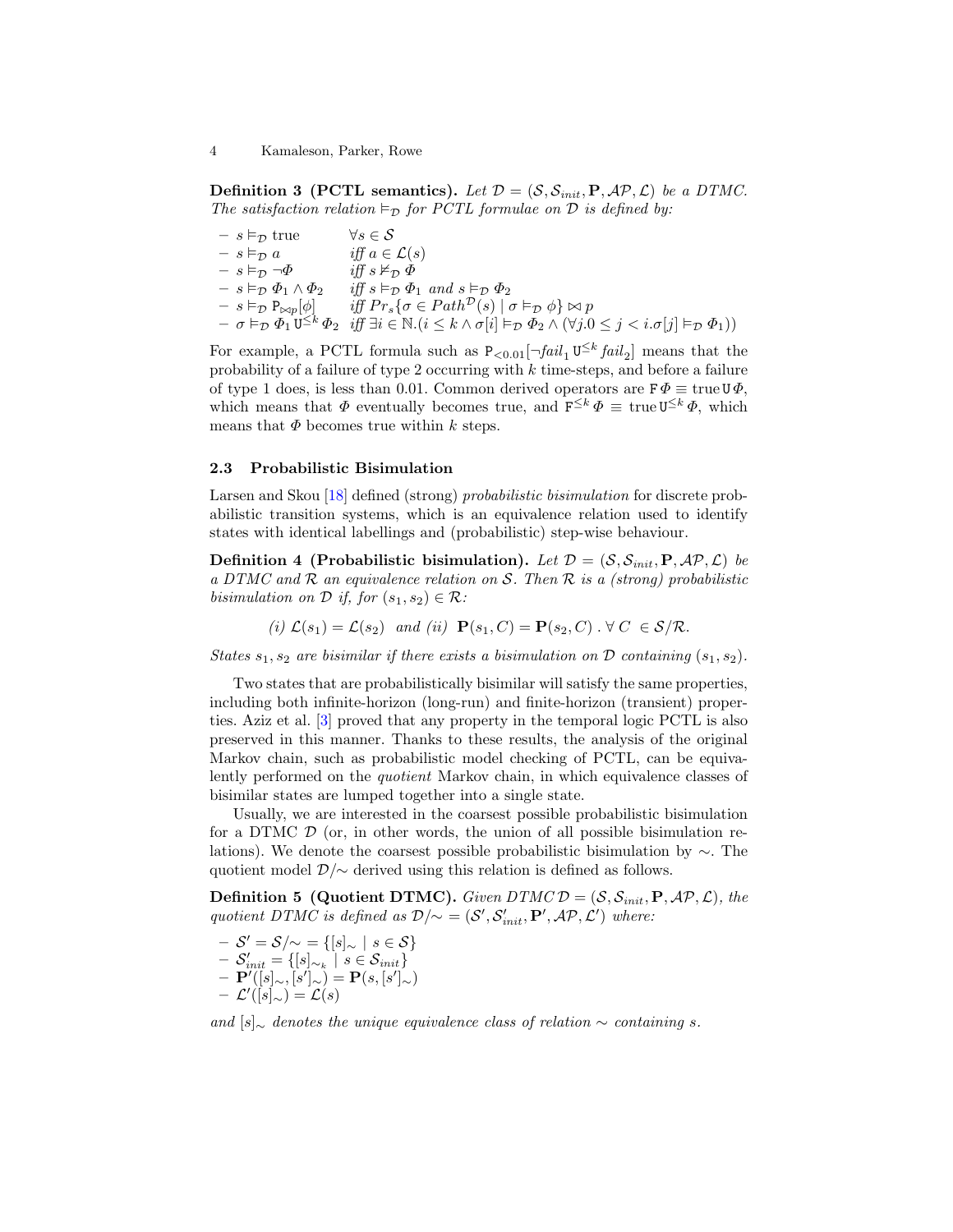**Definition 3 (PCTL semantics).** *Let $\mathcal{D} = (\mathcal{S}, \mathcal{S}_{init}, \mathbf{P}, \mathcal{AP}, \mathcal{L})$ be a DTMC. The satisfaction relation $\models_{\mathcal{D}}$ for PCTL formulae on $\mathcal{D}$ is defined by:*

- $s \models_{\mathcal{D}}$ true $\quad \forall s \in \mathcal{S}$
- $s \models_{\mathcal{D}} a \quad$ *iff* $a \in \mathcal{L}(s)$
- $s \models_{\mathcal{D}} \neg\Phi \quad$ *iff* $s \not\models_{\mathcal{D}} \Phi$
- $s \models_{\mathcal{D}} \Phi_1 \wedge \Phi_2 \quad$ *iff* $s \models_{\mathcal{D}} \Phi_1$ *and* $s \models_{\mathcal{D}} \Phi_2$
- $s \models_{\mathcal{D}} \mathtt{P}_{\bowtie p}[\phi] \quad$ *iff* $Pr_s\{\sigma \in Path^{\mathcal{D}}(s) \mid \sigma \models_{\mathcal{D}} \phi\} \bowtie p$
- $\sigma \models_{\mathcal{D}} \Phi_1\, \mathtt{U}^{\leq k}\, \Phi_2 \quad$ *iff* $\exists i \in \mathbb{N}.(i \leq k \wedge \sigma[i] \models_{\mathcal{D}} \Phi_2 \wedge (\forall j.0 \leq j < i.\sigma[j] \models_{\mathcal{D}} \Phi_1))$

For example, a PCTL formula such as $\mathtt{P}_{<0.01}[\neg fail_1\, \mathtt{U}^{\leq k}\, fail_2]$ means that the probability of a failure of type 2 occurring with $k$ time-steps, and before a failure of type 1 does, is less than 0.01. Common derived operators are $\mathtt{F}\,\Phi \equiv \text{true}\,\mathtt{U}\,\Phi$, which means that $\Phi$ eventually becomes true, and $\mathtt{F}^{\leq k}\,\Phi \equiv \text{true}\,\mathtt{U}^{\leq k}\,\Phi$, which means that $\Phi$ becomes true within $k$ steps.

### 2.3 Probabilistic Bisimulation

Larsen and Skou [18] defined (strong) *probabilistic bisimulation* for discrete probabilistic transition systems, which is an equivalence relation used to identify states with identical labellings and (probabilistic) step-wise behaviour.

**Definition 4 (Probabilistic bisimulation).** *Let $\mathcal{D} = (\mathcal{S}, \mathcal{S}_{init}, \mathbf{P}, \mathcal{AP}, \mathcal{L})$ be a DTMC and $\mathcal{R}$ an equivalence relation on $\mathcal{S}$. Then $\mathcal{R}$ is a (strong) probabilistic bisimulation on $\mathcal{D}$ if, for $(s_1, s_2) \in \mathcal{R}$:*

$$\text{(i) } \mathcal{L}(s_1) = \mathcal{L}(s_2) \text{ and (ii) } \mathbf{P}(s_1, C) = \mathbf{P}(s_2, C)\ .\ \forall\ C \in \mathcal{S}/\mathcal{R}.$$

*States $s_1, s_2$ are bisimilar if there exists a bisimulation on $\mathcal{D}$ containing $(s_1, s_2)$.*

Two states that are probabilistically bisimilar will satisfy the same properties, including both infinite-horizon (long-run) and finite-horizon (transient) properties. Aziz et al. [3] proved that any property in the temporal logic PCTL is also preserved in this manner. Thanks to these results, the analysis of the original Markov chain, such as probabilistic model checking of PCTL, can be equivalently performed on the *quotient* Markov chain, in which equivalence classes of bisimilar states are lumped together into a single state.

Usually, we are interested in the coarsest possible probabilistic bisimulation for a DTMC $\mathcal{D}$ (or, in other words, the union of all possible bisimulation relations). We denote the coarsest possible probabilistic bisimulation by $\sim$. The quotient model $\mathcal{D}/\!\sim$ derived using this relation is defined as follows.

**Definition 5 (Quotient DTMC).** *Given DTMC $\mathcal{D} = (\mathcal{S}, \mathcal{S}_{init}, \mathbf{P}, \mathcal{AP}, \mathcal{L})$, the quotient DTMC is defined as $\mathcal{D}/\!\sim\, = (\mathcal{S}', \mathcal{S}'_{init}, \mathbf{P}', \mathcal{AP}, \mathcal{L}')$ where:*

- $\mathcal{S}' = \mathcal{S}/\!\sim\, = \{[s]_\sim \mid s \in \mathcal{S}\}$
- $\mathcal{S}'_{init} = \{[s]_{\sim_k} \mid s \in \mathcal{S}_{init}\}$
- $\mathbf{P}'([s]_\sim, [s']_\sim) = \mathbf{P}(s, [s']_\sim)$
- $\mathcal{L}'([s]_\sim) = \mathcal{L}(s)$

*and $[s]_\sim$ denotes the unique equivalence class of relation $\sim$ containing $s$.*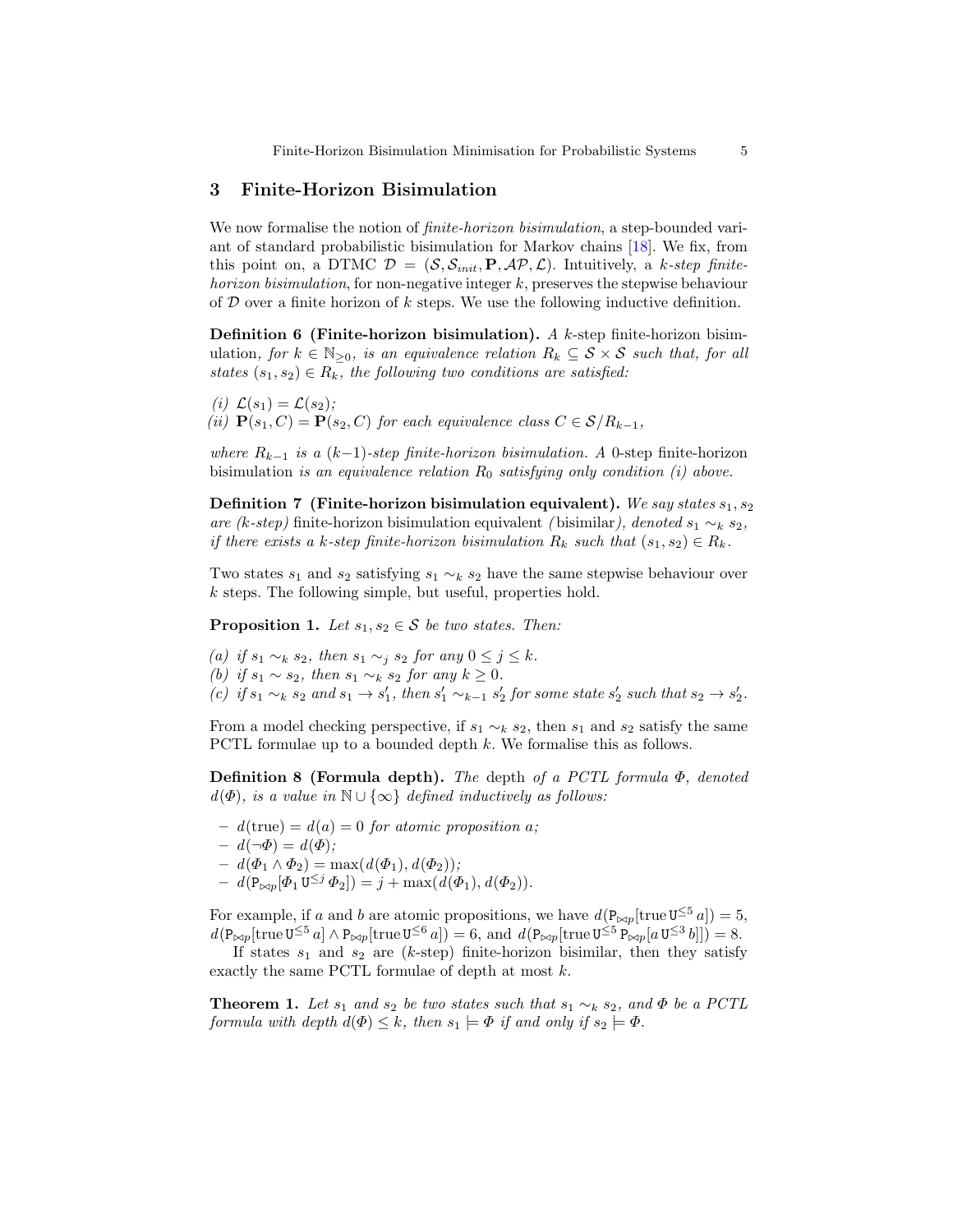## 3 Finite-Horizon Bisimulation

We now formalise the notion of *finite-horizon bisimulation*, a step-bounded variant of standard probabilistic bisimulation for Markov chains [18]. We fix, from this point on, a DTMC $\mathcal{D} = (\mathcal{S}, \mathcal{S}_{init}, \mathbf{P}, \mathcal{AP}, \mathcal{L})$. Intuitively, a *k-step finite-horizon bisimulation*, for non-negative integer $k$, preserves the stepwise behaviour of $\mathcal{D}$ over a finite horizon of $k$ steps. We use the following inductive definition.

**Definition 6 (Finite-horizon bisimulation).** *A* $k$-step finite-horizon bisimulation, *for* $k \in \mathbb{N}_{\geq 0}$, *is an equivalence relation* $R_k \subseteq \mathcal{S} \times \mathcal{S}$ *such that, for all states* $(s_1, s_2) \in R_k$, *the following two conditions are satisfied:*

*(i)* $\mathcal{L}(s_1) = \mathcal{L}(s_2)$;
*(ii)* $\mathbf{P}(s_1, C) = \mathbf{P}(s_2, C)$ *for each equivalence class* $C \in \mathcal{S}/R_{k-1}$,

*where* $R_{k-1}$ *is a* $(k-1)$*-step finite-horizon bisimulation. A* 0-step finite-horizon bisimulation *is an equivalence relation* $R_0$ *satisfying only condition (i) above.*

**Definition 7 (Finite-horizon bisimulation equivalent).** *We say states* $s_1, s_2$ *are (k-step)* finite-horizon bisimulation equivalent *(*bisimilar*), denoted* $s_1 \sim_k s_2$, *if there exists a k-step finite-horizon bisimulation* $R_k$ *such that* $(s_1, s_2) \in R_k$.

Two states $s_1$ and $s_2$ satisfying $s_1 \sim_k s_2$ have the same stepwise behaviour over $k$ steps. The following simple, but useful, properties hold.

**Proposition 1.** *Let* $s_1, s_2 \in \mathcal{S}$ *be two states. Then:*

*(a) if* $s_1 \sim_k s_2$, *then* $s_1 \sim_j s_2$ *for any* $0 \leq j \leq k$.
*(b) if* $s_1 \sim s_2$, *then* $s_1 \sim_k s_2$ *for any* $k \geq 0$.
*(c) if* $s_1 \sim_k s_2$ *and* $s_1 \to s_1'$, *then* $s_1' \sim_{k-1} s_2'$ *for some state* $s_2'$ *such that* $s_2 \to s_2'$.

From a model checking perspective, if $s_1 \sim_k s_2$, then $s_1$ and $s_2$ satisfy the same PCTL formulae up to a bounded depth $k$. We formalise this as follows.

**Definition 8 (Formula depth).** *The* depth *of a PCTL formula* $\Phi$, *denoted* $d(\Phi)$, *is a value in* $\mathbb{N} \cup \{\infty\}$ *defined inductively as follows:*

- $d(\text{true}) = d(a) = 0$ *for atomic proposition a;*
- $d(\neg\Phi) = d(\Phi)$;
- $d(\Phi_1 \wedge \Phi_2) = \max(d(\Phi_1), d(\Phi_2))$;
- $d(\mathtt{P}_{\bowtie p}[\Phi_1 \,\mathtt{U}^{\leq j}\, \Phi_2]) = j + \max(d(\Phi_1), d(\Phi_2))$.

For example, if $a$ and $b$ are atomic propositions, we have $d(\mathtt{P}_{\bowtie p}[\text{true}\,\mathtt{U}^{\leq 5}\, a]) = 5$, $d(\mathtt{P}_{\bowtie p}[\text{true}\,\mathtt{U}^{\leq 5}\, a] \wedge \mathtt{P}_{\bowtie p}[\text{true}\,\mathtt{U}^{\leq 6}\, a]) = 6$, and $d(\mathtt{P}_{\bowtie p}[\text{true}\,\mathtt{U}^{\leq 5}\, \mathtt{P}_{\bowtie p}[a\,\mathtt{U}^{\leq 3}\, b]]) = 8$.

If states $s_1$ and $s_2$ are ($k$-step) finite-horizon bisimilar, then they satisfy exactly the same PCTL formulae of depth at most $k$.

**Theorem 1.** *Let* $s_1$ *and* $s_2$ *be two states such that* $s_1 \sim_k s_2$, *and* $\Phi$ *be a PCTL formula with depth* $d(\Phi) \leq k$, *then* $s_1 \models \Phi$ *if and only if* $s_2 \models \Phi$.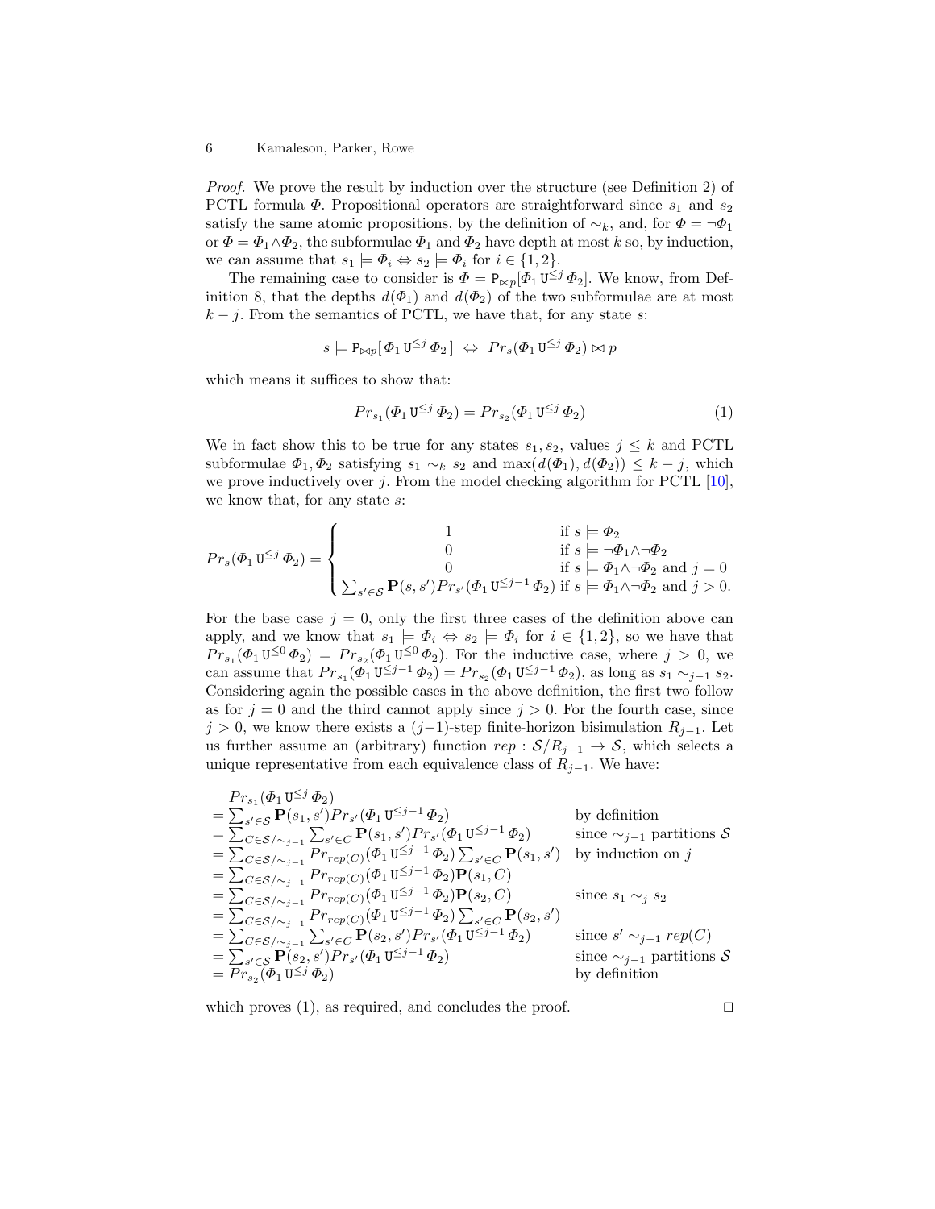*Proof.* We prove the result by induction over the structure (see Definition 2) of PCTL formula $\Phi$. Propositional operators are straightforward since $s_1$ and $s_2$ satisfy the same atomic propositions, by the definition of $\sim_k$, and, for $\Phi = \neg\Phi_1$ or $\Phi = \Phi_1 \wedge \Phi_2$, the subformulae $\Phi_1$ and $\Phi_2$ have depth at most $k$ so, by induction, we can assume that $s_1 \models \Phi_i \Leftrightarrow s_2 \models \Phi_i$ for $i \in \{1,2\}$.

The remaining case to consider is $\Phi = \mathtt{P}_{\bowtie p}[\Phi_1 \,\mathtt{U}^{\leq j}\, \Phi_2]$. We know, from Definition 8, that the depths $d(\Phi_1)$ and $d(\Phi_2)$ of the two subformulae are at most $k - j$. From the semantics of PCTL, we have that, for any state $s$:

$$s \models \mathtt{P}_{\bowtie p}[\,\Phi_1 \,\mathtt{U}^{\leq j}\, \Phi_2\,] \;\Leftrightarrow\; Pr_s(\Phi_1 \,\mathtt{U}^{\leq j}\, \Phi_2) \bowtie p$$

which means it suffices to show that:

$$Pr_{s_1}(\Phi_1 \,\mathtt{U}^{\leq j}\, \Phi_2) = Pr_{s_2}(\Phi_1 \,\mathtt{U}^{\leq j}\, \Phi_2) \tag{1}$$

We in fact show this to be true for any states $s_1, s_2$, values $j \leq k$ and PCTL subformulae $\Phi_1, \Phi_2$ satisfying $s_1 \sim_k s_2$ and $\max(d(\Phi_1), d(\Phi_2)) \leq k - j$, which we prove inductively over $j$. From the model checking algorithm for PCTL [10], we know that, for any state $s$:

$$Pr_s(\Phi_1 \,\mathtt{U}^{\leq j}\, \Phi_2) = \begin{cases} 1 & \text{if } s \models \Phi_2 \\ 0 & \text{if } s \models \neg\Phi_1 \wedge \neg\Phi_2 \\ 0 & \text{if } s \models \Phi_1 \wedge \neg\Phi_2 \text{ and } j = 0 \\ \sum_{s' \in \mathcal{S}} \mathbf{P}(s,s') Pr_{s'}(\Phi_1 \,\mathtt{U}^{\leq j-1}\, \Phi_2) & \text{if } s \models \Phi_1 \wedge \neg\Phi_2 \text{ and } j > 0. \end{cases}$$

For the base case $j = 0$, only the first three cases of the definition above can apply, and we know that $s_1 \models \Phi_i \Leftrightarrow s_2 \models \Phi_i$ for $i \in \{1,2\}$, so we have that $Pr_{s_1}(\Phi_1 \,\mathtt{U}^{\leq 0}\, \Phi_2) = Pr_{s_2}(\Phi_1 \,\mathtt{U}^{\leq 0}\, \Phi_2)$. For the inductive case, where $j > 0$, we can assume that $Pr_{s_1}(\Phi_1 \,\mathtt{U}^{\leq j-1}\, \Phi_2) = Pr_{s_2}(\Phi_1 \,\mathtt{U}^{\leq j-1}\, \Phi_2)$, as long as $s_1 \sim_{j-1} s_2$. Considering again the possible cases in the above definition, the first two follow as for $j = 0$ and the third cannot apply since $j > 0$. For the fourth case, since $j > 0$, we know there exists a $(j-1)$-step finite-horizon bisimulation $R_{j-1}$. Let us further assume an (arbitrary) function $rep : \mathcal{S}/R_{j-1} \to \mathcal{S}$, which selects a unique representative from each equivalence class of $R_{j-1}$. We have:

$$\begin{array}{lll}
& Pr_{s_1}(\Phi_1 \,\mathtt{U}^{\leq j}\, \Phi_2) & \\
= & \sum_{s' \in \mathcal{S}} \mathbf{P}(s_1,s') Pr_{s'}(\Phi_1 \,\mathtt{U}^{\leq j-1}\, \Phi_2) & \text{by definition} \\
= & \sum_{C \in \mathcal{S}/\sim_{j-1}} \sum_{s' \in C} \mathbf{P}(s_1,s') Pr_{s'}(\Phi_1 \,\mathtt{U}^{\leq j-1}\, \Phi_2) & \text{since } \sim_{j-1} \text{ partitions } \mathcal{S} \\
= & \sum_{C \in \mathcal{S}/\sim_{j-1}} Pr_{rep(C)}(\Phi_1 \,\mathtt{U}^{\leq j-1}\, \Phi_2) \sum_{s' \in C} \mathbf{P}(s_1,s') & \text{by induction on } j \\
= & \sum_{C \in \mathcal{S}/\sim_{j-1}} Pr_{rep(C)}(\Phi_1 \,\mathtt{U}^{\leq j-1}\, \Phi_2) \mathbf{P}(s_1,C) & \\
= & \sum_{C \in \mathcal{S}/\sim_{j-1}} Pr_{rep(C)}(\Phi_1 \,\mathtt{U}^{\leq j-1}\, \Phi_2) \mathbf{P}(s_2,C) & \text{since } s_1 \sim_j s_2 \\
= & \sum_{C \in \mathcal{S}/\sim_{j-1}} Pr_{rep(C)}(\Phi_1 \,\mathtt{U}^{\leq j-1}\, \Phi_2) \sum_{s' \in C} \mathbf{P}(s_2,s') & \\
= & \sum_{C \in \mathcal{S}/\sim_{j-1}} \sum_{s' \in C} \mathbf{P}(s_2,s') Pr_{s'}(\Phi_1 \,\mathtt{U}^{\leq j-1}\, \Phi_2) & \text{since } s' \sim_{j-1} rep(C) \\
= & \sum_{s' \in \mathcal{S}} \mathbf{P}(s_2,s') Pr_{s'}(\Phi_1 \,\mathtt{U}^{\leq j-1}\, \Phi_2) & \text{since } \sim_{j-1} \text{ partitions } \mathcal{S} \\
= & Pr_{s_2}(\Phi_1 \,\mathtt{U}^{\leq j}\, \Phi_2) & \text{by definition}
\end{array}$$

which proves (1), as required, and concludes the proof. $\square$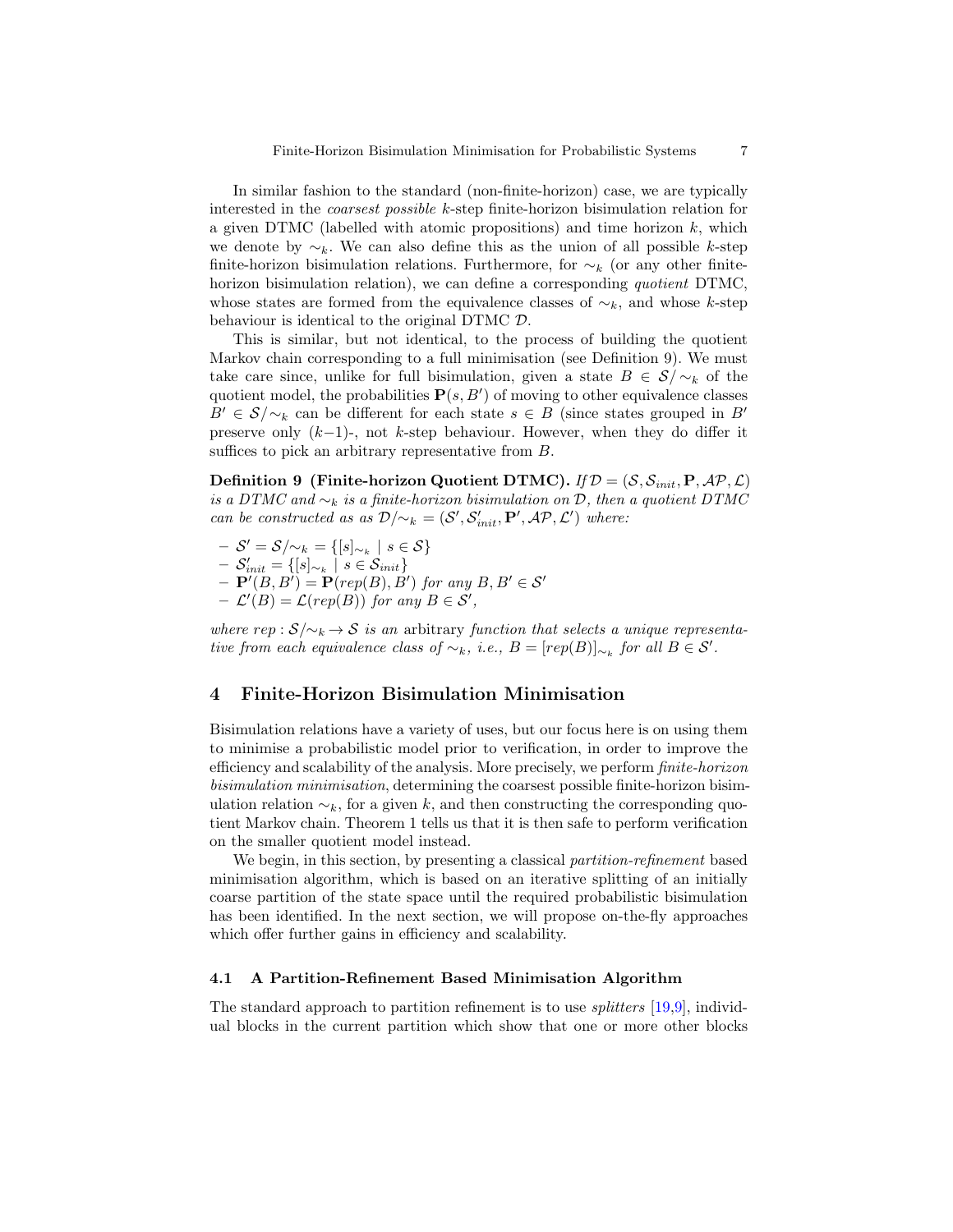In similar fashion to the standard (non-finite-horizon) case, we are typically interested in the *coarsest possible* $k$-step finite-horizon bisimulation relation for a given DTMC (labelled with atomic propositions) and time horizon $k$, which we denote by $\sim_k$. We can also define this as the union of all possible $k$-step finite-horizon bisimulation relations. Furthermore, for $\sim_k$ (or any other finite-horizon bisimulation relation), we can define a corresponding *quotient* DTMC, whose states are formed from the equivalence classes of $\sim_k$, and whose $k$-step behaviour is identical to the original DTMC $\mathcal{D}$.

This is similar, but not identical, to the process of building the quotient Markov chain corresponding to a full minimisation (see Definition 9). We must take care since, unlike for full bisimulation, given a state $B \in \mathcal{S}/\!\sim_k$ of the quotient model, the probabilities $\mathbf{P}(s, B')$ of moving to other equivalence classes $B' \in \mathcal{S}/\!\sim_k$ can be different for each state $s \in B$ (since states grouped in $B'$ preserve only $(k{-}1)$-, not $k$-step behaviour. However, when they do differ it suffices to pick an arbitrary representative from $B$.

**Definition 9 (Finite-horizon Quotient DTMC).** *If $\mathcal{D} = (\mathcal{S}, \mathcal{S}_{init}, \mathbf{P}, \mathcal{AP}, \mathcal{L})$ is a DTMC and $\sim_k$ is a finite-horizon bisimulation on $\mathcal{D}$, then a quotient DTMC can be constructed as as $\mathcal{D}/\!\sim_k = (\mathcal{S}', \mathcal{S}'_{init}, \mathbf{P}', \mathcal{AP}, \mathcal{L}')$ where:*

- $\mathcal{S}' = \mathcal{S}/\!\sim_k = \{[s]_{\sim_k} \mid s \in \mathcal{S}\}$
- $\mathcal{S}'_{init} = \{[s]_{\sim_k} \mid s \in \mathcal{S}_{init}\}$
- $\mathbf{P}'(B, B') = \mathbf{P}(rep(B), B')$ *for any* $B, B' \in \mathcal{S}'$
- $\mathcal{L}'(B) = \mathcal{L}(rep(B))$ *for any* $B \in \mathcal{S}'$,

*where $rep : \mathcal{S}/\!\sim_k \to \mathcal{S}$ is an* arbitrary *function that selects a unique representative from each equivalence class of $\sim_k$, i.e., $B = [rep(B)]_{\sim_k}$ for all $B \in \mathcal{S}'$.*

# 4 Finite-Horizon Bisimulation Minimisation

Bisimulation relations have a variety of uses, but our focus here is on using them to minimise a probabilistic model prior to verification, in order to improve the efficiency and scalability of the analysis. More precisely, we perform *finite-horizon bisimulation minimisation*, determining the coarsest possible finite-horizon bisimulation relation $\sim_k$, for a given $k$, and then constructing the corresponding quotient Markov chain. Theorem 1 tells us that it is then safe to perform verification on the smaller quotient model instead.

We begin, in this section, by presenting a classical *partition-refinement* based minimisation algorithm, which is based on an iterative splitting of an initially coarse partition of the state space until the required probabilistic bisimulation has been identified. In the next section, we will propose on-the-fly approaches which offer further gains in efficiency and scalability.

## 4.1 A Partition-Refinement Based Minimisation Algorithm

The standard approach to partition refinement is to use *splitters* [19,9], individual blocks in the current partition which show that one or more other blocks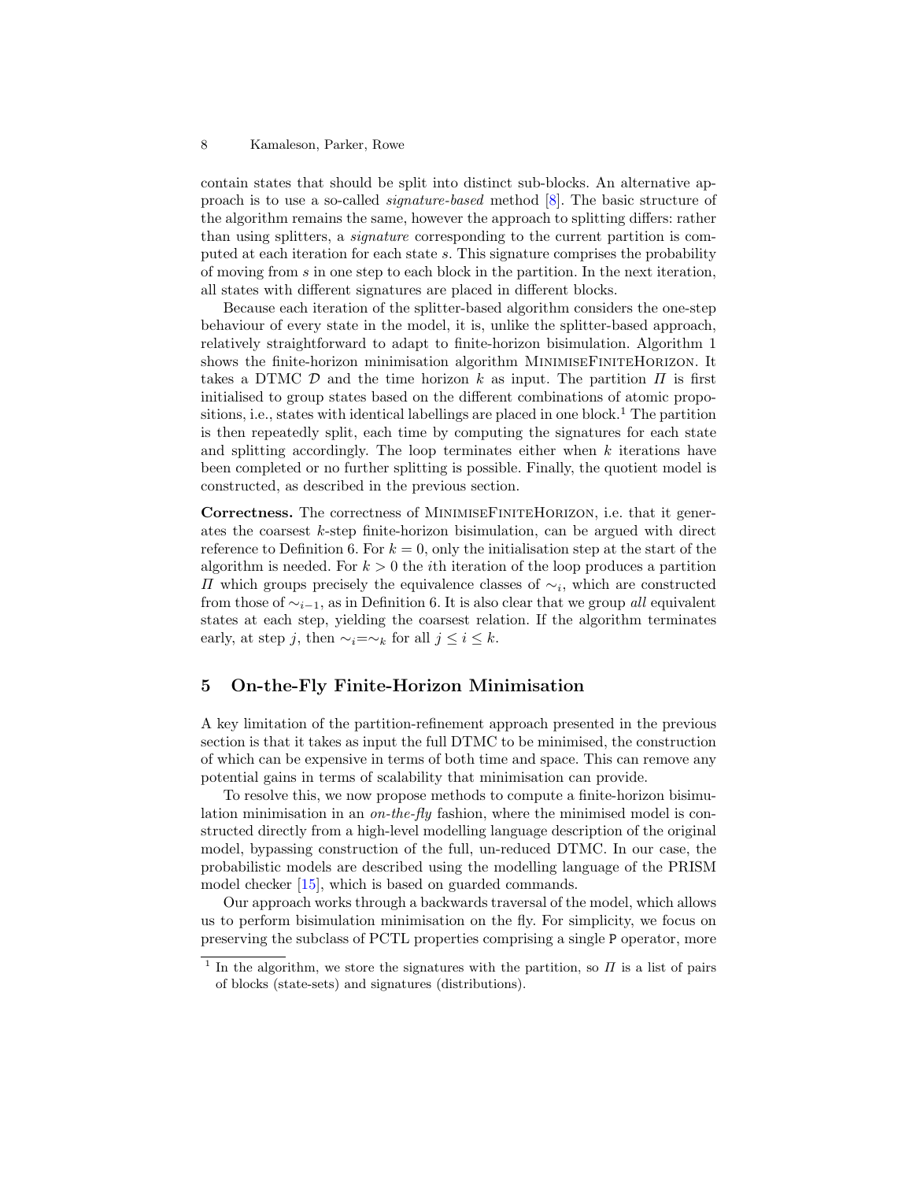contain states that should be split into distinct sub-blocks. An alternative approach is to use a so-called *signature-based* method [8]. The basic structure of the algorithm remains the same, however the approach to splitting differs: rather than using splitters, a *signature* corresponding to the current partition is computed at each iteration for each state $s$. This signature comprises the probability of moving from $s$ in one step to each block in the partition. In the next iteration, all states with different signatures are placed in different blocks.

Because each iteration of the splitter-based algorithm considers the one-step behaviour of every state in the model, it is, unlike the splitter-based approach, relatively straightforward to adapt to finite-horizon bisimulation. Algorithm 1 shows the finite-horizon minimisation algorithm MinimiseFiniteHorizon. It takes a DTMC $\mathcal{D}$ and the time horizon $k$ as input. The partition $\Pi$ is first initialised to group states based on the different combinations of atomic propositions, i.e., states with identical labellings are placed in one block.[1] The partition is then repeatedly split, each time by computing the signatures for each state and splitting accordingly. The loop terminates either when $k$ iterations have been completed or no further splitting is possible. Finally, the quotient model is constructed, as described in the previous section.

**Correctness.** The correctness of MinimiseFiniteHorizon, i.e. that it generates the coarsest $k$-step finite-horizon bisimulation, can be argued with direct reference to Definition 6. For $k = 0$, only the initialisation step at the start of the algorithm is needed. For $k > 0$ the $i$th iteration of the loop produces a partition $\Pi$ which groups precisely the equivalence classes of $\sim_i$, which are constructed from those of $\sim_{i-1}$, as in Definition 6. It is also clear that we group *all* equivalent states at each step, yielding the coarsest relation. If the algorithm terminates early, at step $j$, then $\sim_i = \sim_k$ for all $j \leq i \leq k$.

## 5 On-the-Fly Finite-Horizon Minimisation

A key limitation of the partition-refinement approach presented in the previous section is that it takes as input the full DTMC to be minimised, the construction of which can be expensive in terms of both time and space. This can remove any potential gains in terms of scalability that minimisation can provide.

To resolve this, we now propose methods to compute a finite-horizon bisimulation minimisation in an *on-the-fly* fashion, where the minimised model is constructed directly from a high-level modelling language description of the original model, bypassing construction of the full, un-reduced DTMC. In our case, the probabilistic models are described using the modelling language of the PRISM model checker [15], which is based on guarded commands.

Our approach works through a backwards traversal of the model, which allows us to perform bisimulation minimisation on the fly. For simplicity, we focus on preserving the subclass of PCTL properties comprising a single P operator, more

[1] In the algorithm, we store the signatures with the partition, so $\Pi$ is a list of pairs of blocks (state-sets) and signatures (distributions).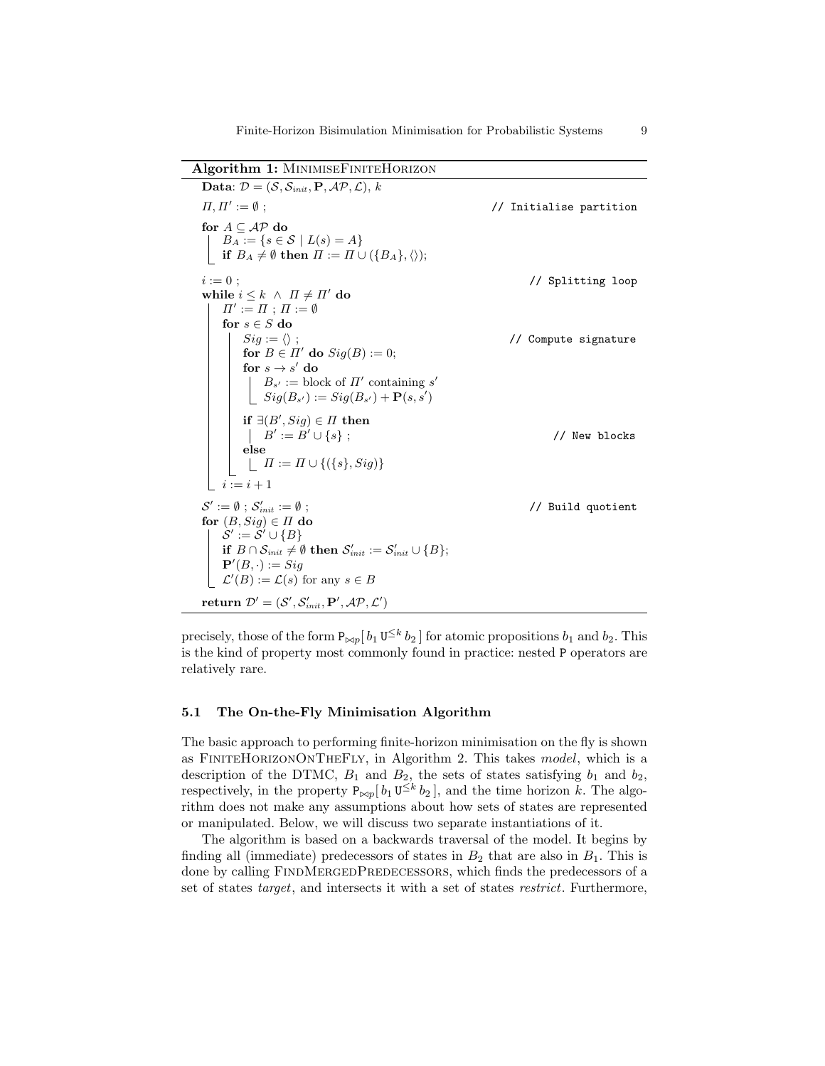**Algorithm 1:** MinimiseFiniteHorizon

```
Data: D = (S, S_init, P, AP, L), k
Π, Π' := ∅ ;                                         // Initialise partition
for A ⊆ AP do
    B_A := {s ∈ S | L(s) = A}
    if B_A ≠ ∅ then Π := Π ∪ ({B_A}, ⟨⟩);
i := 0 ;                                             // Splitting loop
while i ≤ k ∧ Π ≠ Π' do
    Π' := Π ; Π := ∅
    for s ∈ S do
        Sig := ⟨⟩ ;                                  // Compute signature
        for B ∈ Π' do Sig(B) := 0;
        for s → s' do
            B_s' := block of Π' containing s'
            Sig(B_s') := Sig(B_s') + P(s, s')
        if ∃(B', Sig) ∈ Π then
            B' := B' ∪ {s} ;                         // New blocks
        else
            Π := Π ∪ {({s}, Sig)}
    i := i + 1
S' := ∅ ; S'_init := ∅ ;                             // Build quotient
for (B, Sig) ∈ Π do
    S' := S' ∪ {B}
    if B ∩ S_init ≠ ∅ then S'_init := S'_init ∪ {B};
    P'(B, ·) := Sig
    L'(B) := L(s) for any s ∈ B
return D' = (S', S'_init, P', AP, L')
```

precisely, those of the form $\mathtt{P}_{\bowtie p}[\, b_1 \,\mathtt{U}^{\leq k}\, b_2 \,]$ for atomic propositions $b_1$ and $b_2$. This is the kind of property most commonly found in practice: nested $\mathtt{P}$ operators are relatively rare.

### 5.1 The On-the-Fly Minimisation Algorithm

The basic approach to performing finite-horizon minimisation on the fly is shown as FiniteHorizonOnTheFly, in Algorithm 2. This takes *model*, which is a description of the DTMC, $B_1$ and $B_2$, the sets of states satisfying $b_1$ and $b_2$, respectively, in the property $\mathtt{P}_{\bowtie p}[\, b_1 \,\mathtt{U}^{\leq k}\, b_2 \,]$, and the time horizon $k$. The algorithm does not make any assumptions about how sets of states are represented or manipulated. Below, we will discuss two separate instantiations of it.

The algorithm is based on a backwards traversal of the model. It begins by finding all (immediate) predecessors of states in $B_2$ that are also in $B_1$. This is done by calling FindMergedPredecessors, which finds the predecessors of a set of states *target*, and intersects it with a set of states *restrict*. Furthermore,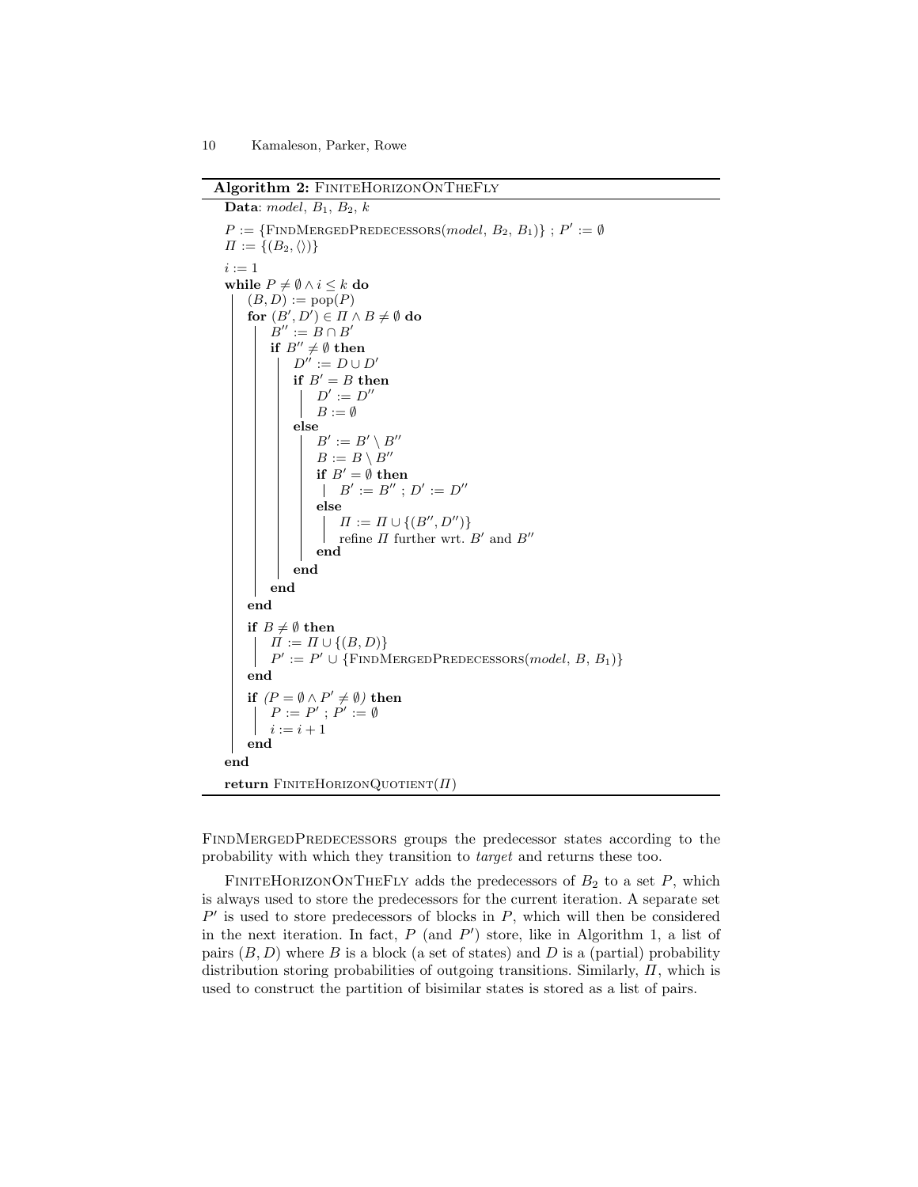**Algorithm 2:** FiniteHorizonOnTheFly

```
Data: model, B_1, B_2, k
P := {FindMergedPredecessors(model, B_2, B_1)} ; P' := ∅
Π := {(B_2, ⟨⟩)}
i := 1
while P ≠ ∅ ∧ i ≤ k do
    (B, D) := pop(P)
    for (B', D') ∈ Π ∧ B ≠ ∅ do
        B'' := B ∩ B'
        if B'' ≠ ∅ then
            D'' := D ∪ D'
            if B' = B then
                D' := D''
                B := ∅
            else
                B' := B' \ B''
                B := B \ B''
                if B' = ∅ then
                    B' := B'' ; D' := D''
                else
                    Π := Π ∪ {(B'', D'')}
                    refine Π further wrt. B' and B''
                end
            end
        end
    end
    if B ≠ ∅ then
        Π := Π ∪ {(B, D)}
        P' := P' ∪ {FindMergedPredecessors(model, B, B_1)}
    end
    if (P = ∅ ∧ P' ≠ ∅) then
        P := P' ; P' := ∅
        i := i + 1
    end
end
return FiniteHorizonQuotient(Π)
```

FindMergedPredecessors groups the predecessor states according to the probability with which they transition to *target* and returns these too.

FiniteHorizonOnTheFly adds the predecessors of $B_2$ to a set $P$, which is always used to store the predecessors for the current iteration. A separate set $P'$ is used to store predecessors of blocks in $P$, which will then be considered in the next iteration. In fact, $P$ (and $P'$) store, like in Algorithm 1, a list of pairs $(B, D)$ where $B$ is a block (a set of states) and $D$ is a (partial) probability distribution storing probabilities of outgoing transitions. Similarly, $\Pi$, which is used to construct the partition of bisimilar states is stored as a list of pairs.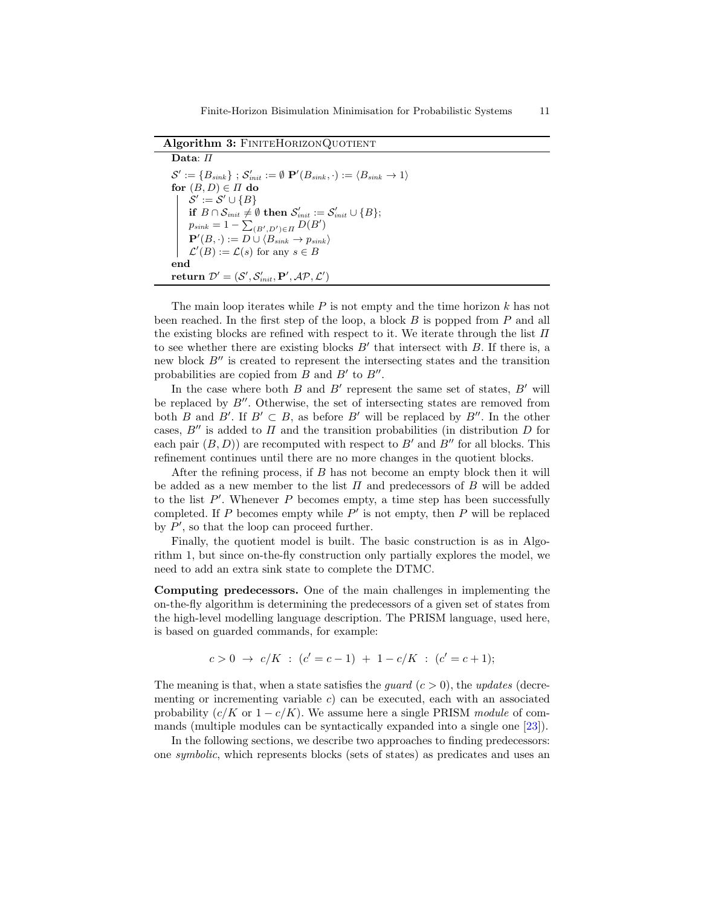**Algorithm 3:** FiniteHorizonQuotient

```
Data: Π
S' := {B_sink} ; S'_init := ∅ P'(B_sink, ·) := ⟨B_sink → 1⟩
for (B, D) ∈ Π do
    S' := S' ∪ {B}
    if B ∩ S_init ≠ ∅ then S'_init := S'_init ∪ {B};
    p_sink = 1 − Σ_{(B',D')∈Π} D(B')
    P'(B, ·) := D ∪ ⟨B_sink → p_sink⟩
    L'(B) := L(s) for any s ∈ B
end
return D' = (S', S'_init, P', AP, L')
```

The main loop iterates while $P$ is not empty and the time horizon $k$ has not been reached. In the first step of the loop, a block $B$ is popped from $P$ and all the existing blocks are refined with respect to it. We iterate through the list $\Pi$ to see whether there are existing blocks $B'$ that intersect with $B$. If there is, a new block $B''$ is created to represent the intersecting states and the transition probabilities are copied from $B$ and $B'$ to $B''$.

In the case where both $B$ and $B'$ represent the same set of states, $B'$ will be replaced by $B''$. Otherwise, the set of intersecting states are removed from both $B$ and $B'$. If $B' \subset B$, as before $B'$ will be replaced by $B''$. In the other cases, $B''$ is added to $\Pi$ and the transition probabilities (in distribution $D$ for each pair $(B, D)$) are recomputed with respect to $B'$ and $B''$ for all blocks. This refinement continues until there are no more changes in the quotient blocks.

After the refining process, if $B$ has not become an empty block then it will be added as a new member to the list $\Pi$ and predecessors of $B$ will be added to the list $P'$. Whenever $P$ becomes empty, a time step has been successfully completed. If $P$ becomes empty while $P'$ is not empty, then $P$ will be replaced by $P'$, so that the loop can proceed further.

Finally, the quotient model is built. The basic construction is as in Algorithm 1, but since on-the-fly construction only partially explores the model, we need to add an extra sink state to complete the DTMC.

**Computing predecessors.** One of the main challenges in implementing the on-the-fly algorithm is determining the predecessors of a given set of states from the high-level modelling language description. The PRISM language, used here, is based on guarded commands, for example:

$$c > 0 \ \rightarrow \ c/K \ : \ (c' = c - 1) \ + \ 1 - c/K \ : \ (c' = c + 1);$$

The meaning is that, when a state satisfies the *guard* ($c > 0$), the *updates* (decrementing or incrementing variable $c$) can be executed, each with an associated probability ($c/K$ or $1 - c/K$). We assume here a single PRISM *module* of commands (multiple modules can be syntactically expanded into a single one [23]).

In the following sections, we describe two approaches to finding predecessors: one *symbolic*, which represents blocks (sets of states) as predicates and uses an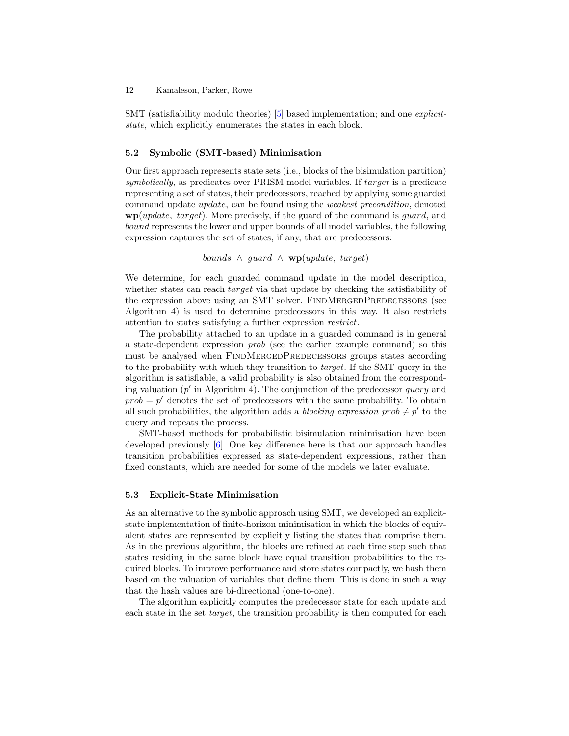SMT (satisfiability modulo theories) [5] based implementation; and one *explicit-state*, which explicitly enumerates the states in each block.

### 5.2 Symbolic (SMT-based) Minimisation

Our first approach represents state sets (i.e., blocks of the bisimulation partition) *symbolically*, as predicates over PRISM model variables. If *target* is a predicate representing a set of states, their predecessors, reached by applying some guarded command update *update*, can be found using the *weakest precondition*, denoted **wp**(*update*, *target*). More precisely, if the guard of the command is *guard*, and *bound* represents the lower and upper bounds of all model variables, the following expression captures the set of states, if any, that are predecessors:

$$bounds \wedge guard \wedge \mathbf{wp}(update,\ target)$$

We determine, for each guarded command update in the model description, whether states can reach *target* via that update by checking the satisfiability of the expression above using an SMT solver. FindMergedPredecessors (see Algorithm 4) is used to determine predecessors in this way. It also restricts attention to states satisfying a further expression *restrict*.

The probability attached to an update in a guarded command is in general a state-dependent expression *prob* (see the earlier example command) so this must be analysed when FindMergedPredecessors groups states according to the probability with which they transition to *target*. If the SMT query in the algorithm is satisfiable, a valid probability is also obtained from the corresponding valuation ($p'$ in Algorithm 4). The conjunction of the predecessor *query* and $prob = p'$ denotes the set of predecessors with the same probability. To obtain all such probabilities, the algorithm adds a *blocking expression* $prob \neq p'$ to the query and repeats the process.

SMT-based methods for probabilistic bisimulation minimisation have been developed previously [6]. One key difference here is that our approach handles transition probabilities expressed as state-dependent expressions, rather than fixed constants, which are needed for some of the models we later evaluate.

### 5.3 Explicit-State Minimisation

As an alternative to the symbolic approach using SMT, we developed an explicit-state implementation of finite-horizon minimisation in which the blocks of equivalent states are represented by explicitly listing the states that comprise them. As in the previous algorithm, the blocks are refined at each time step such that states residing in the same block have equal transition probabilities to the required blocks. To improve performance and store states compactly, we hash them based on the valuation of variables that define them. This is done in such a way that the hash values are bi-directional (one-to-one).

The algorithm explicitly computes the predecessor state for each update and each state in the set *target*, the transition probability is then computed for each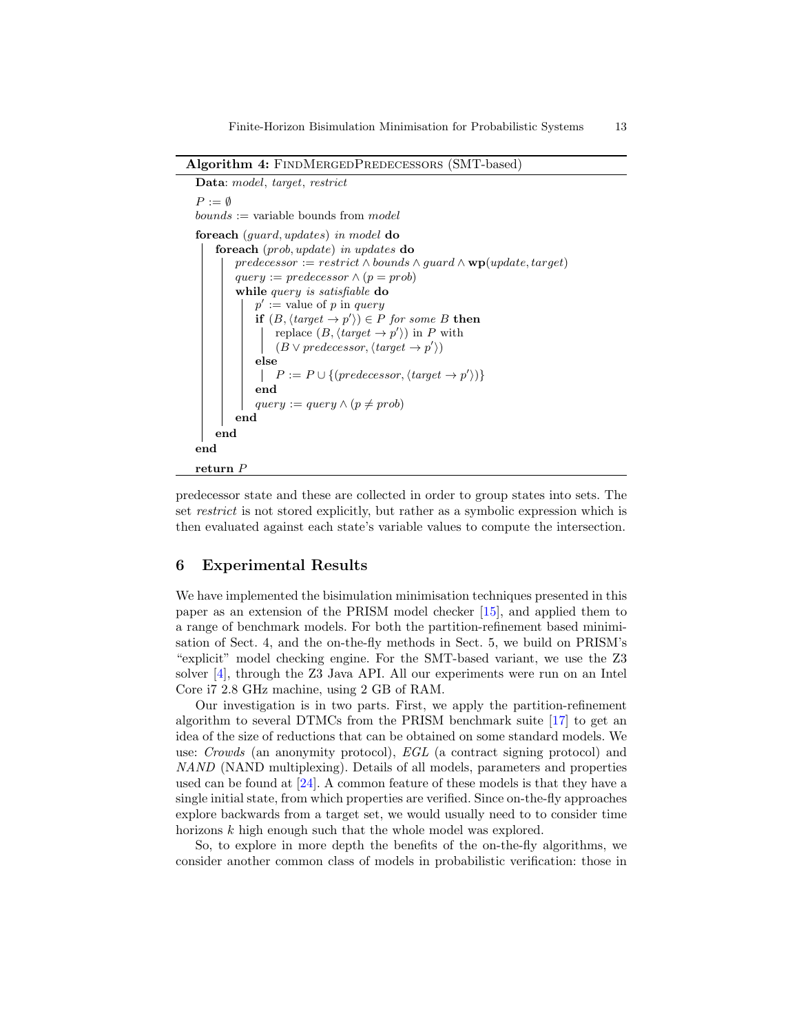**Algorithm 4:** FindMergedPredecessors (SMT-based)

```
Data: model, target, restrict
P := ∅
bounds := variable bounds from model
foreach (guard, updates) in model do
    foreach (prob, update) in updates do
        predecessor := restrict ∧ bounds ∧ guard ∧ wp(update, target)
        query := predecessor ∧ (p = prob)
        while query is satisfiable do
            p' := value of p in query
            if (B, ⟨target → p'⟩) ∈ P for some B then
                replace (B, ⟨target → p'⟩) in P with
                (B ∨ predecessor, ⟨target → p'⟩)
            else
                P := P ∪ {(predecessor, ⟨target → p'⟩)}
            end
            query := query ∧ (p ≠ prob)
        end
    end
end
return P
```

predecessor state and these are collected in order to group states into sets. The set *restrict* is not stored explicitly, but rather as a symbolic expression which is then evaluated against each state's variable values to compute the intersection.

## 6 Experimental Results

We have implemented the bisimulation minimisation techniques presented in this paper as an extension of the PRISM model checker [15], and applied them to a range of benchmark models. For both the partition-refinement based minimisation of Sect. 4, and the on-the-fly methods in Sect. 5, we build on PRISM's "explicit" model checking engine. For the SMT-based variant, we use the Z3 solver [4], through the Z3 Java API. All our experiments were run on an Intel Core i7 2.8 GHz machine, using 2 GB of RAM.

Our investigation is in two parts. First, we apply the partition-refinement algorithm to several DTMCs from the PRISM benchmark suite [17] to get an idea of the size of reductions that can be obtained on some standard models. We use: *Crowds* (an anonymity protocol), *EGL* (a contract signing protocol) and *NAND* (NAND multiplexing). Details of all models, parameters and properties used can be found at [24]. A common feature of these models is that they have a single initial state, from which properties are verified. Since on-the-fly approaches explore backwards from a target set, we would usually need to to consider time horizons $k$ high enough such that the whole model was explored.

So, to explore in more depth the benefits of the on-the-fly algorithms, we consider another common class of models in probabilistic verification: those in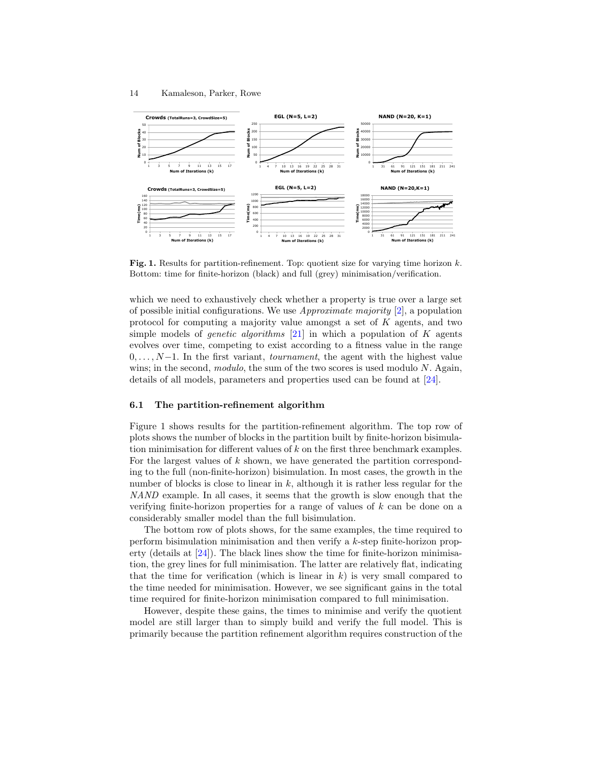**Fig. 1.** Results for partition-refinement. Top: quotient size for varying time horizon $k$. Bottom: time for finite-horizon (black) and full (grey) minimisation/verification.

which we need to exhaustively check whether a property is true over a large set of possible initial configurations. We use *Approximate majority* [2], a population protocol for computing a majority value amongst a set of $K$ agents, and two simple models of *genetic algorithms* [21] in which a population of $K$ agents evolves over time, competing to exist according to a fitness value in the range $0, \ldots, N-1$. In the first variant, *tournament*, the agent with the highest value wins; in the second, *modulo*, the sum of the two scores is used modulo $N$. Again, details of all models, parameters and properties used can be found at [24].

### 6.1 The partition-refinement algorithm

Figure 1 shows results for the partition-refinement algorithm. The top row of plots shows the number of blocks in the partition built by finite-horizon bisimulation minimisation for different values of $k$ on the first three benchmark examples. For the largest values of $k$ shown, we have generated the partition corresponding to the full (non-finite-horizon) bisimulation. In most cases, the growth in the number of blocks is close to linear in $k$, although it is rather less regular for the *NAND* example. In all cases, it seems that the growth is slow enough that the verifying finite-horizon properties for a range of values of $k$ can be done on a considerably smaller model than the full bisimulation.

The bottom row of plots shows, for the same examples, the time required to perform bisimulation minimisation and then verify a $k$-step finite-horizon property (details at [24]). The black lines show the time for finite-horizon minimisation, the grey lines for full minimisation. The latter are relatively flat, indicating that the time for verification (which is linear in $k$) is very small compared to the time needed for minimisation. However, we see significant gains in the total time required for finite-horizon minimisation compared to full minimisation.

However, despite these gains, the times to minimise and verify the quotient model are still larger than to simply build and verify the full model. This is primarily because the partition refinement algorithm requires construction of the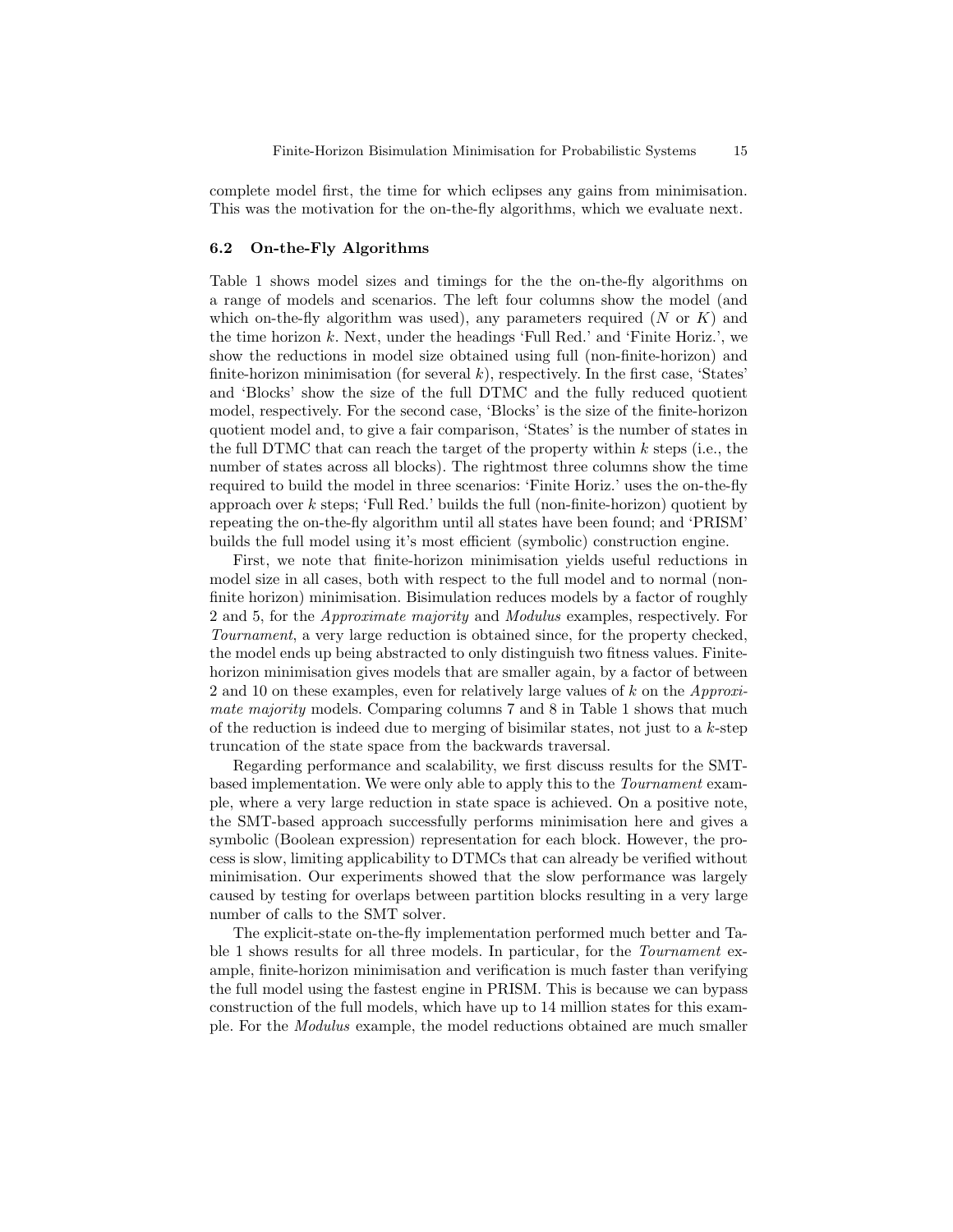complete model first, the time for which eclipses any gains from minimisation. This was the motivation for the on-the-fly algorithms, which we evaluate next.

### 6.2 On-the-Fly Algorithms

Table 1 shows model sizes and timings for the the on-the-fly algorithms on a range of models and scenarios. The left four columns show the model (and which on-the-fly algorithm was used), any parameters required ($N$ or $K$) and the time horizon $k$. Next, under the headings 'Full Red.' and 'Finite Horiz.', we show the reductions in model size obtained using full (non-finite-horizon) and finite-horizon minimisation (for several $k$), respectively. In the first case, 'States' and 'Blocks' show the size of the full DTMC and the fully reduced quotient model, respectively. For the second case, 'Blocks' is the size of the finite-horizon quotient model and, to give a fair comparison, 'States' is the number of states in the full DTMC that can reach the target of the property within $k$ steps (i.e., the number of states across all blocks). The rightmost three columns show the time required to build the model in three scenarios: 'Finite Horiz.' uses the on-the-fly approach over $k$ steps; 'Full Red.' builds the full (non-finite-horizon) quotient by repeating the on-the-fly algorithm until all states have been found; and 'PRISM' builds the full model using it's most efficient (symbolic) construction engine.

First, we note that finite-horizon minimisation yields useful reductions in model size in all cases, both with respect to the full model and to normal (non-finite horizon) minimisation. Bisimulation reduces models by a factor of roughly 2 and 5, for the *Approximate majority* and *Modulus* examples, respectively. For *Tournament*, a very large reduction is obtained since, for the property checked, the model ends up being abstracted to only distinguish two fitness values. Finite-horizon minimisation gives models that are smaller again, by a factor of between 2 and 10 on these examples, even for relatively large values of $k$ on the *Approximate majority* models. Comparing columns 7 and 8 in Table 1 shows that much of the reduction is indeed due to merging of bisimilar states, not just to a $k$-step truncation of the state space from the backwards traversal.

Regarding performance and scalability, we first discuss results for the SMT-based implementation. We were only able to apply this to the *Tournament* example, where a very large reduction in state space is achieved. On a positive note, the SMT-based approach successfully performs minimisation here and gives a symbolic (Boolean expression) representation for each block. However, the process is slow, limiting applicability to DTMCs that can already be verified without minimisation. Our experiments showed that the slow performance was largely caused by testing for overlaps between partition blocks resulting in a very large number of calls to the SMT solver.

The explicit-state on-the-fly implementation performed much better and Table 1 shows results for all three models. In particular, for the *Tournament* example, finite-horizon minimisation and verification is much faster than verifying the full model using the fastest engine in PRISM. This is because we can bypass construction of the full models, which have up to 14 million states for this example. For the *Modulus* example, the model reductions obtained are much smaller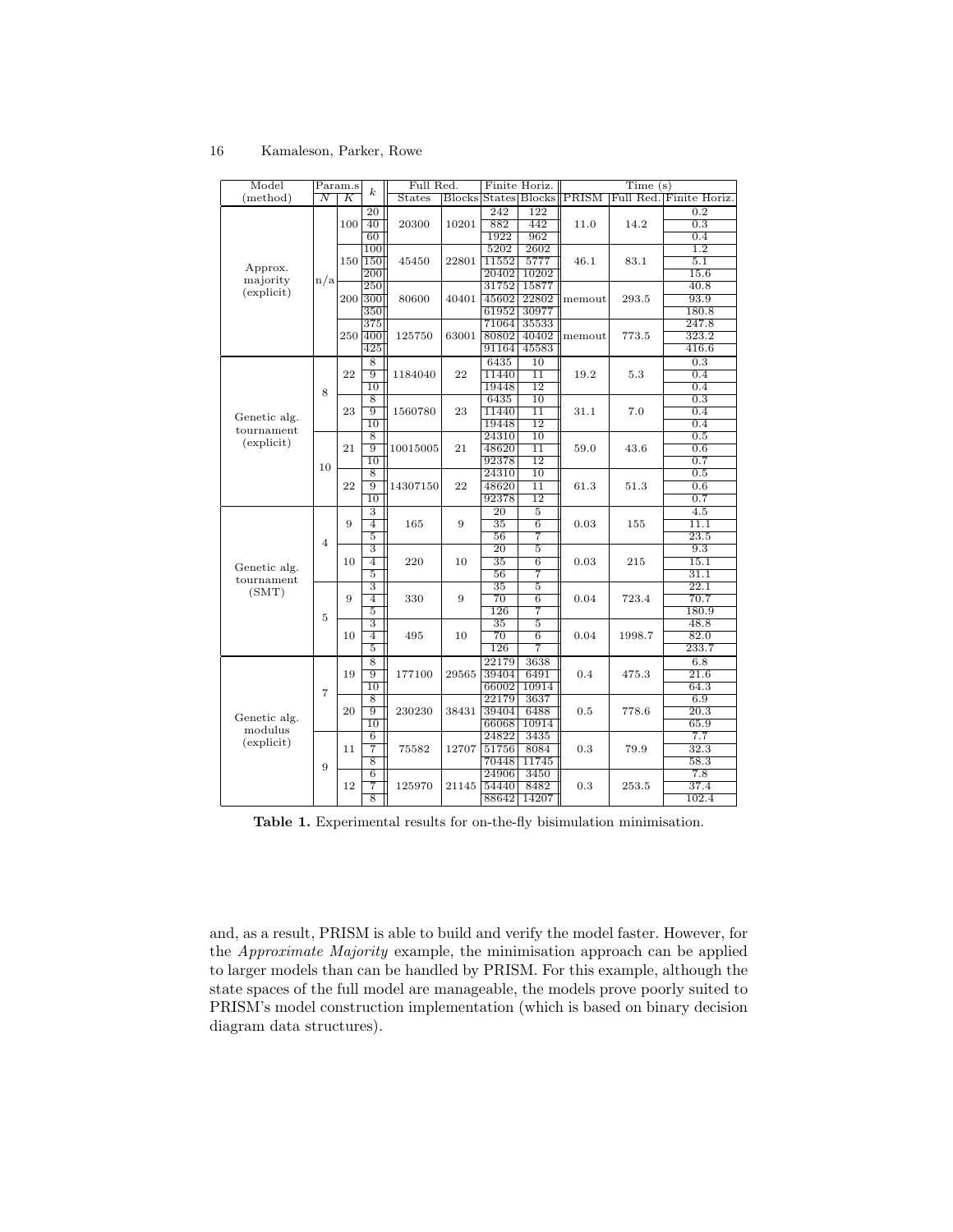| Model (method) | Param.s $N$ | $K$ | $k$ | Full Red. States | Full Red. Blocks | Finite Horiz. States | Finite Horiz. Blocks | Time (s) PRISM | Time (s) Full Red. | Time (s) Finite Horiz. |
|---|---|---|---|---|---|---|---|---|---|---|
| Approx. majority (explicit) | n/a | 100 | 20 | 20300 | 10201 | 242 | 122 | 11.0 | 14.2 | 0.2 |
| | | | 40 | | | 882 | 442 | | | 0.3 |
| | | | 60 | | | 1922 | 962 | | | 0.4 |
| | | 150 | 100 | 45450 | 22801 | 5202 | 2602 | 46.1 | 83.1 | 1.2 |
| | | | 150 | | | 11552 | 5777 | | | 5.1 |
| | | | 200 | | | 20402 | 10202 | | | 15.6 |
| | | 200 | 250 | 80600 | 40401 | 31752 | 15877 | memout | 293.5 | 40.8 |
| | | | 300 | | | 45602 | 22802 | | | 93.9 |
| | | | 350 | | | 61952 | 30977 | | | 180.8 |
| | | 250 | 375 | 125750 | 63001 | 71064 | 35533 | memout | 773.5 | 247.8 |
| | | | 400 | | | 80802 | 40402 | | | 323.2 |
| | | | 425 | | | 91164 | 45583 | | | 416.6 |
| Genetic alg. tournament (explicit) | 8 | 22 | 8 | 1184040 | 22 | 6435 | 10 | 19.2 | 5.3 | 0.3 |
| | | | 9 | | | 11440 | 11 | | | 0.4 |
| | | | 10 | | | 19448 | 12 | | | 0.4 |
| | | 23 | 8 | 1560780 | 23 | 6435 | 10 | 31.1 | 7.0 | 0.3 |
| | | | 9 | | | 11440 | 11 | | | 0.4 |
| | | | 10 | | | 19448 | 12 | | | 0.4 |
| | 10 | 21 | 8 | 10015005 | 21 | 24310 | 10 | 59.0 | 43.6 | 0.5 |
| | | | 9 | | | 48620 | 11 | | | 0.6 |
| | | | 10 | | | 92378 | 12 | | | 0.7 |
| | | 22 | 8 | 14307150 | 22 | 24310 | 10 | 61.3 | 51.3 | 0.5 |
| | | | 9 | | | 48620 | 11 | | | 0.6 |
| | | | 10 | | | 92378 | 12 | | | 0.7 |
| Genetic alg. tournament (SMT) | 4 | 9 | 3 | 165 | 9 | 20 | 5 | 0.03 | 155 | 4.5 |
| | | | 4 | | | 35 | 6 | | | 11.1 |
| | | | 5 | | | 56 | 7 | | | 23.5 |
| | | 10 | 3 | 220 | 10 | 20 | 5 | 0.03 | 215 | 9.3 |
| | | | 4 | | | 35 | 6 | | | 15.1 |
| | | | 5 | | | 56 | 7 | | | 31.1 |
| | 5 | 9 | 3 | 330 | 9 | 35 | 5 | 0.04 | 723.4 | 22.1 |
| | | | 4 | | | 70 | 6 | | | 70.7 |
| | | | 5 | | | 126 | 7 | | | 180.9 |
| | | 10 | 3 | 495 | 10 | 35 | 5 | 0.04 | 1998.7 | 48.8 |
| | | | 4 | | | 70 | 6 | | | 82.0 |
| | | | 5 | | | 126 | 7 | | | 233.7 |
| Genetic alg. modulus (explicit) | 7 | 19 | 8 | 177100 | 29565 | 22179 | 3638 | 0.4 | 475.3 | 6.8 |
| | | | 9 | | | 39404 | 6491 | | | 21.6 |
| | | | 10 | | | 66002 | 10914 | | | 64.3 |
| | | 20 | 8 | 230230 | 38431 | 22179 | 3637 | 0.5 | 778.6 | 6.9 |
| | | | 9 | | | 39404 | 6488 | | | 20.3 |
| | | | 10 | | | 66068 | 10914 | | | 65.9 |
| | 9 | 11 | 6 | 75582 | 12707 | 24822 | 3435 | 0.3 | 79.9 | 7.7 |
| | | | 7 | | | 51756 | 8084 | | | 32.3 |
| | | | 8 | | | 70448 | 11745 | | | 58.3 |
| | | 12 | 6 | 125970 | 21145 | 24906 | 3450 | 0.3 | 253.5 | 7.8 |
| | | | 7 | | | 54440 | 8482 | | | 37.4 |
| | | | 8 | | | 88642 | 14207 | | | 102.4 |

**Table 1.** Experimental results for on-the-fly bisimulation minimisation.

and, as a result, PRISM is able to build and verify the model faster. However, for the *Approximate Majority* example, the minimisation approach can be applied to larger models than can be handled by PRISM. For this example, although the state spaces of the full model are manageable, the models prove poorly suited to PRISM's model construction implementation (which is based on binary decision diagram data structures).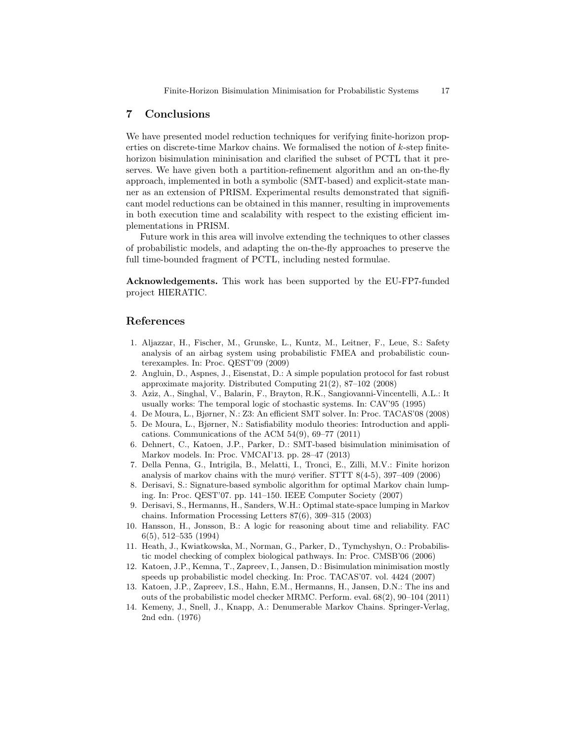## 7 Conclusions

We have presented model reduction techniques for verifying finite-horizon properties on discrete-time Markov chains. We formalised the notion of $k$-step finite-horizon bisimulation mininisation and clarified the subset of PCTL that it preserves. We have given both a partition-refinement algorithm and an on-the-fly approach, implemented in both a symbolic (SMT-based) and explicit-state manner as an extension of PRISM. Experimental results demonstrated that significant model reductions can be obtained in this manner, resulting in improvements in both execution time and scalability with respect to the existing efficient implementations in PRISM.

Future work in this area will involve extending the techniques to other classes of probabilistic models, and adapting the on-the-fly approaches to preserve the full time-bounded fragment of PCTL, including nested formulae.

**Acknowledgements.** This work has been supported by the EU-FP7-funded project HIERATIC.

## References

1. Aljazzar, H., Fischer, M., Grunske, L., Kuntz, M., Leitner, F., Leue, S.: Safety analysis of an airbag system using probabilistic FMEA and probabilistic counterexamples. In: Proc. QEST'09 (2009)
2. Angluin, D., Aspnes, J., Eisenstat, D.: A simple population protocol for fast robust approximate majority. Distributed Computing 21(2), 87–102 (2008)
3. Aziz, A., Singhal, V., Balarin, F., Brayton, R.K., Sangiovanni-Vincentelli, A.L.: It usually works: The temporal logic of stochastic systems. In: CAV'95 (1995)
4. De Moura, L., Bjørner, N.: Z3: An efficient SMT solver. In: Proc. TACAS'08 (2008)
5. De Moura, L., Bjørner, N.: Satisfiability modulo theories: Introduction and applications. Communications of the ACM 54(9), 69–77 (2011)
6. Dehnert, C., Katoen, J.P., Parker, D.: SMT-based bisimulation minimisation of Markov models. In: Proc. VMCAI'13. pp. 28–47 (2013)
7. Della Penna, G., Intrigila, B., Melatti, I., Tronci, E., Zilli, M.V.: Finite horizon analysis of markov chains with the mur$\phi$ verifier. STTT 8(4-5), 397–409 (2006)
8. Derisavi, S.: Signature-based symbolic algorithm for optimal Markov chain lumping. In: Proc. QEST'07. pp. 141–150. IEEE Computer Society (2007)
9. Derisavi, S., Hermanns, H., Sanders, W.H.: Optimal state-space lumping in Markov chains. Information Processing Letters 87(6), 309–315 (2003)
10. Hansson, H., Jonsson, B.: A logic for reasoning about time and reliability. FAC 6(5), 512–535 (1994)
11. Heath, J., Kwiatkowska, M., Norman, G., Parker, D., Tymchyshyn, O.: Probabilistic model checking of complex biological pathways. In: Proc. CMSB'06 (2006)
12. Katoen, J.P., Kemna, T., Zapreev, I., Jansen, D.: Bisimulation minimisation mostly speeds up probabilistic model checking. In: Proc. TACAS'07. vol. 4424 (2007)
13. Katoen, J.P., Zapreev, I.S., Hahn, E.M., Hermanns, H., Jansen, D.N.: The ins and outs of the probabilistic model checker MRMC. Perform. eval. 68(2), 90–104 (2011)
14. Kemeny, J., Snell, J., Knapp, A.: Denumerable Markov Chains. Springer-Verlag, 2nd edn. (1976)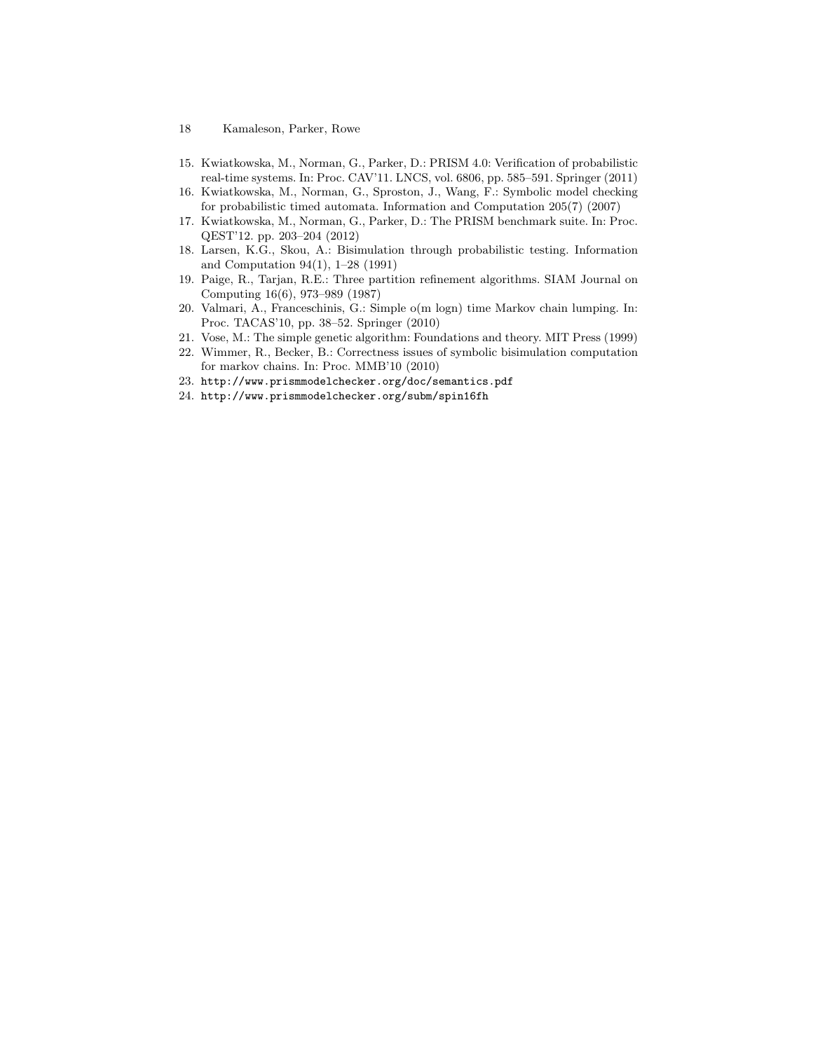15. Kwiatkowska, M., Norman, G., Parker, D.: PRISM 4.0: Verification of probabilistic real-time systems. In: Proc. CAV'11. LNCS, vol. 6806, pp. 585–591. Springer (2011)
16. Kwiatkowska, M., Norman, G., Sproston, J., Wang, F.: Symbolic model checking for probabilistic timed automata. Information and Computation 205(7) (2007)
17. Kwiatkowska, M., Norman, G., Parker, D.: The PRISM benchmark suite. In: Proc. QEST'12. pp. 203–204 (2012)
18. Larsen, K.G., Skou, A.: Bisimulation through probabilistic testing. Information and Computation 94(1), 1–28 (1991)
19. Paige, R., Tarjan, R.E.: Three partition refinement algorithms. SIAM Journal on Computing 16(6), 973–989 (1987)
20. Valmari, A., Franceschinis, G.: Simple o(m logn) time Markov chain lumping. In: Proc. TACAS'10, pp. 38–52. Springer (2010)
21. Vose, M.: The simple genetic algorithm: Foundations and theory. MIT Press (1999)
22. Wimmer, R., Becker, B.: Correctness issues of symbolic bisimulation computation for markov chains. In: Proc. MMB'10 (2010)
23. http://www.prismmodelchecker.org/doc/semantics.pdf
24. http://www.prismmodelchecker.org/subm/spin16fh